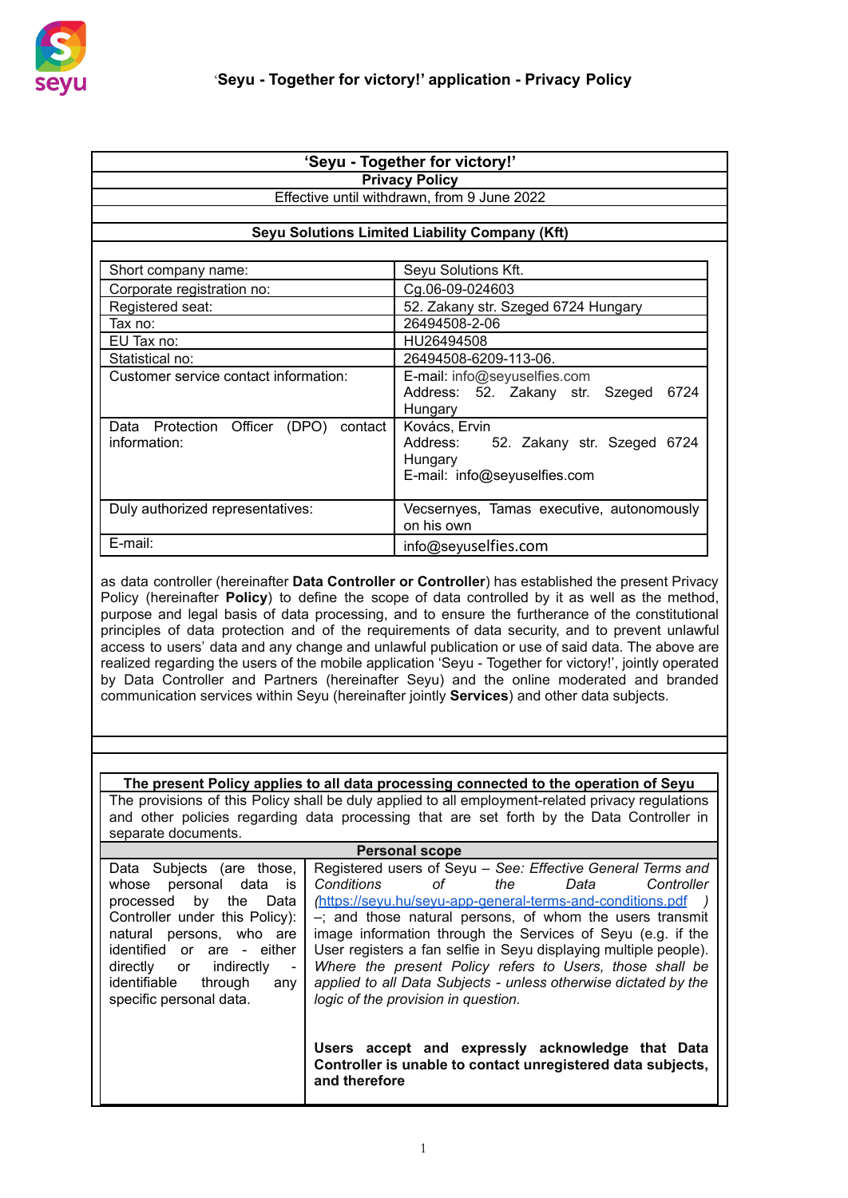# 'Seyu - Together for victory!'

## Privacy Policy

Effective until withdrawn, from 9 June 2022

**Seyu Solutions Limited Liability Company (Kft)**

| | |
|---|---|
| Short company name: | Seyu Solutions Kft. |
| Corporate registration no: | Cg.06-09-024603 |
| Registered seat: | 52. Zakany str. Szeged 6724 Hungary |
| Tax no: | 26494508-2-06 |
| EU Tax no: | HU26494508 |
| Statistical no: | 26494508-6209-113-06. |
| Customer service contact information: | E-mail: info@seyuselfies.com<br>Address: 52. Zakany str. Szeged 6724 Hungary |
| Data Protection Officer (DPO) contact information: | Kovács, Ervin<br>Address: 52. Zakany str. Szeged 6724 Hungary<br>E-mail: info@seyuselfies.com |
| Duly authorized representatives: | Vecsernyes, Tamas executive, autonomously on his own |
| E-mail: | info@seyuselfies.com |

as data controller (hereinafter **Data Controller or Controller**) has established the present Privacy Policy (hereinafter **Policy**) to define the scope of data controlled by it as well as the method, purpose and legal basis of data processing, and to ensure the furtherance of the constitutional principles of data protection and of the requirements of data security, and to prevent unlawful access to users' data and any change and unlawful publication or use of said data. The above are realized regarding the users of the mobile application 'Seyu - Together for victory!', jointly operated by Data Controller and Partners (hereinafter Seyu) and the online moderated and branded communication services within Seyu (hereinafter jointly **Services**) and other data subjects.

**The present Policy applies to all data processing connected to the operation of Seyu**

The provisions of this Policy shall be duly applied to all employment-related privacy regulations and other policies regarding data processing that are set forth by the Data Controller in separate documents.

**Personal scope**

| | |
|---|---|
| Data Subjects (are those, whose personal data is processed by the Data Controller under this Policy): natural persons, who are identified or are - either directly or indirectly - identifiable through any specific personal data. | Registered users of Seyu – *See: Effective General Terms and Conditions of the Data Controller* ([https://seyu.hu/seyu-app-general-terms-and-conditions.pdf](https://seyu.hu/seyu-app-general-terms-and-conditions.pdf) *)* –; and those natural persons, of whom the users transmit image information through the Services of Seyu (e.g. if the User registers a fan selfie in Seyu displaying multiple people). *Where the present Policy refers to Users, those shall be applied to all Data Subjects - unless otherwise dictated by the logic of the provision in question.*<br><br>**Users accept and expressly acknowledge that Data Controller is unable to contact unregistered data subjects, and therefore** |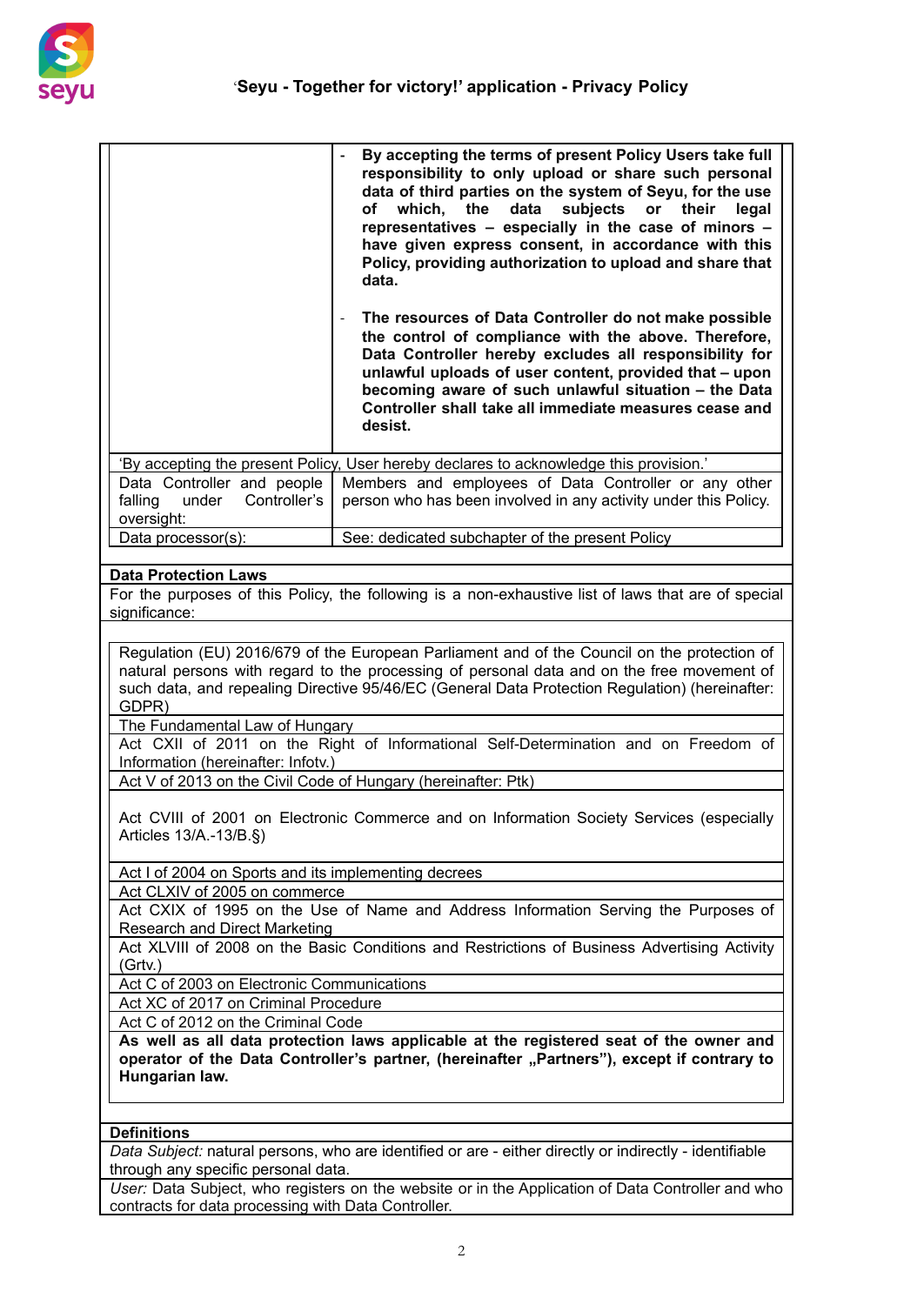| | |
|---|---|
| | - **By accepting the terms of present Policy Users take full responsibility to only upload or share such personal data of third parties on the system of Seyu, for the use of which, the data subjects or their legal representatives – especially in the case of minors – have given express consent, in accordance with this Policy, providing authorization to upload and share that data.**<br><br>- **The resources of Data Controller do not make possible the control of compliance with the above. Therefore, Data Controller hereby excludes all responsibility for unlawful uploads of user content, provided that – upon becoming aware of such unlawful situation – the Data Controller shall take all immediate measures cease and desist.** |
| 'By accepting the present Policy, User hereby declares to acknowledge this provision.' | |
| Data Controller and people falling under Controller's oversight: | Members and employees of Data Controller or any other person who has been involved in any activity under this Policy. |
| Data processor(s): | See: dedicated subchapter of the present Policy |

**Data Protection Laws**

For the purposes of this Policy, the following is a non-exhaustive list of laws that are of special significance:

| |
|---|
| Regulation (EU) 2016/679 of the European Parliament and of the Council on the protection of natural persons with regard to the processing of personal data and on the free movement of such data, and repealing Directive 95/46/EC (General Data Protection Regulation) (hereinafter: GDPR) |
| The Fundamental Law of Hungary |
| Act CXII of 2011 on the Right of Informational Self-Determination and on Freedom of Information (hereinafter: Infotv.) |
| Act V of 2013 on the Civil Code of Hungary (hereinafter: Ptk) |
| Act CVIII of 2001 on Electronic Commerce and on Information Society Services (especially Articles 13/A.-13/B.§) |
| Act I of 2004 on Sports and its implementing decrees |
| Act CLXIV of 2005 on commerce |
| Act CXIX of 1995 on the Use of Name and Address Information Serving the Purposes of Research and Direct Marketing |
| Act XLVIII of 2008 on the Basic Conditions and Restrictions of Business Advertising Activity (Grtv.) |
| Act C of 2003 on Electronic Communications |
| Act XC of 2017 on Criminal Procedure |
| Act C of 2012 on the Criminal Code |
| **As well as all data protection laws applicable at the registered seat of the owner and operator of the Data Controller's partner, (hereinafter „Partners"), except if contrary to Hungarian law.** |

**Definitions**

*Data Subject:* natural persons, who are identified or are - either directly or indirectly - identifiable through any specific personal data.

*User:* Data Subject, who registers on the website or in the Application of Data Controller and who contracts for data processing with Data Controller.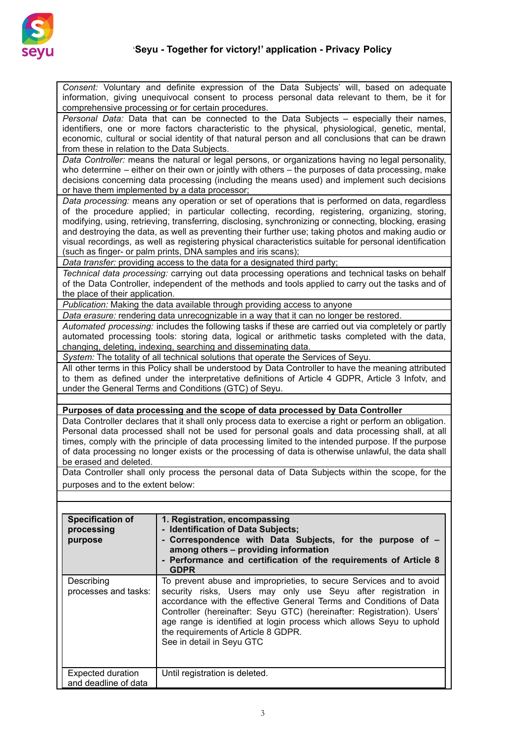*Consent:* Voluntary and definite expression of the Data Subjects' will, based on adequate information, giving unequivocal consent to process personal data relevant to them, be it for comprehensive processing or for certain procedures.

*Personal Data:* Data that can be connected to the Data Subjects – especially their names, identifiers, one or more factors characteristic to the physical, physiological, genetic, mental, economic, cultural or social identity of that natural person and all conclusions that can be drawn from these in relation to the Data Subjects.

*Data Controller:* means the natural or legal persons, or organizations having no legal personality, who determine – either on their own or jointly with others – the purposes of data processing, make decisions concerning data processing (including the means used) and implement such decisions or have them implemented by a data processor;

*Data processing:* means any operation or set of operations that is performed on data, regardless of the procedure applied; in particular collecting, recording, registering, organizing, storing, modifying, using, retrieving, transferring, disclosing, synchronizing or connecting, blocking, erasing and destroying the data, as well as preventing their further use; taking photos and making audio or visual recordings, as well as registering physical characteristics suitable for personal identification (such as finger- or palm prints, DNA samples and iris scans);

*Data transfer:* providing access to the data for a designated third party;

*Technical data processing:* carrying out data processing operations and technical tasks on behalf of the Data Controller, independent of the methods and tools applied to carry out the tasks and of the place of their application.

*Publication:* Making the data available through providing access to anyone

*Data erasure:* rendering data unrecognizable in a way that it can no longer be restored.

*Automated processing:* includes the following tasks if these are carried out via completely or partly automated processing tools: storing data, logical or arithmetic tasks completed with the data, changing, deleting, indexing, searching and disseminating data.

*System:* The totality of all technical solutions that operate the Services of Seyu.

All other terms in this Policy shall be understood by Data Controller to have the meaning attributed to them as defined under the interpretative definitions of Article 4 GDPR, Article 3 Infotv, and under the General Terms and Conditions (GTC) of Seyu.

**Purposes of data processing and the scope of data processed by Data Controller**

Data Controller declares that it shall only process data to exercise a right or perform an obligation. Personal data processed shall not be used for personal goals and data processing shall, at all times, comply with the principle of data processing limited to the intended purpose. If the purpose of data processing no longer exists or the processing of data is otherwise unlawful, the data shall be erased and deleted.

Data Controller shall only process the personal data of Data Subjects within the scope, for the purposes and to the extent below:

| **Specification of processing purpose** | **1. Registration, encompassing**<br>**- Identification of Data Subjects;**<br>**- Correspondence with Data Subjects, for the purpose of – among others – providing information**<br>**- Performance and certification of the requirements of Article 8 GDPR** |
|---|---|
| Describing processes and tasks: | To prevent abuse and improprieties, to secure Services and to avoid security risks, Users may only use Seyu after registration in accordance with the effective General Terms and Conditions of Data Controller (hereinafter: Seyu GTC) (hereinafter: Registration). Users' age range is identified at login process which allows Seyu to uphold the requirements of Article 8 GDPR.<br>See in detail in Seyu GTC |
| Expected duration and deadline of data | Until registration is deleted. |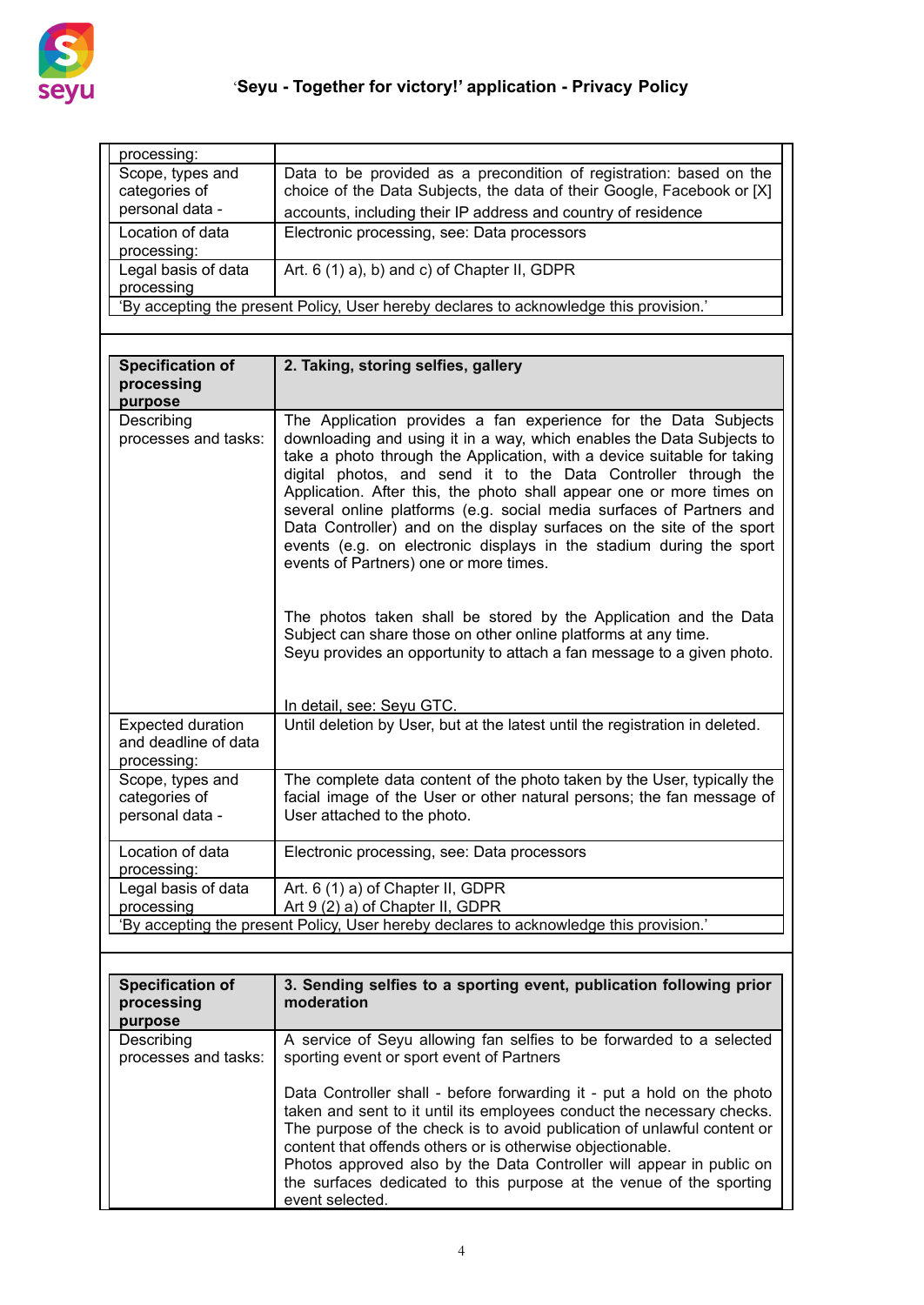| processing: | |
|---|---|
| Scope, types and categories of personal data - | Data to be provided as a precondition of registration: based on the choice of the Data Subjects, the data of their Google, Facebook or [X] accounts, including their IP address and country of residence |
| Location of data processing: | Electronic processing, see: Data processors |
| Legal basis of data processing | Art. 6 (1) a), b) and c) of Chapter II, GDPR |
| 'By accepting the present Policy, User hereby declares to acknowledge this provision.' | |

| **Specification of processing purpose** | **2. Taking, storing selfies, gallery** |
|---|---|
| Describing processes and tasks: | The Application provides a fan experience for the Data Subjects downloading and using it in a way, which enables the Data Subjects to take a photo through the Application, with a device suitable for taking digital photos, and send it to the Data Controller through the Application. After this, the photo shall appear one or more times on several online platforms (e.g. social media surfaces of Partners and Data Controller) and on the display surfaces on the site of the sport events (e.g. on electronic displays in the stadium during the sport events of Partners) one or more times.<br><br>The photos taken shall be stored by the Application and the Data Subject can share those on other online platforms at any time.<br>Seyu provides an opportunity to attach a fan message to a given photo.<br><br>In detail, see: Seyu GTC. |
| Expected duration and deadline of data processing: | Until deletion by User, but at the latest until the registration in deleted. |
| Scope, types and categories of personal data - | The complete data content of the photo taken by the User, typically the facial image of the User or other natural persons; the fan message of User attached to the photo. |
| Location of data processing: | Electronic processing, see: Data processors |
| Legal basis of data processing | Art. 6 (1) a) of Chapter II, GDPR<br>Art 9 (2) a) of Chapter II, GDPR |
| 'By accepting the present Policy, User hereby declares to acknowledge this provision.' | |

| **Specification of processing purpose** | **3. Sending selfies to a sporting event, publication following prior moderation** |
|---|---|
| Describing processes and tasks: | A service of Seyu allowing fan selfies to be forwarded to a selected sporting event or sport event of Partners<br><br>Data Controller shall - before forwarding it - put a hold on the photo taken and sent to it until its employees conduct the necessary checks. The purpose of the check is to avoid publication of unlawful content or content that offends others or is otherwise objectionable.<br>Photos approved also by the Data Controller will appear in public on the surfaces dedicated to this purpose at the venue of the sporting event selected. |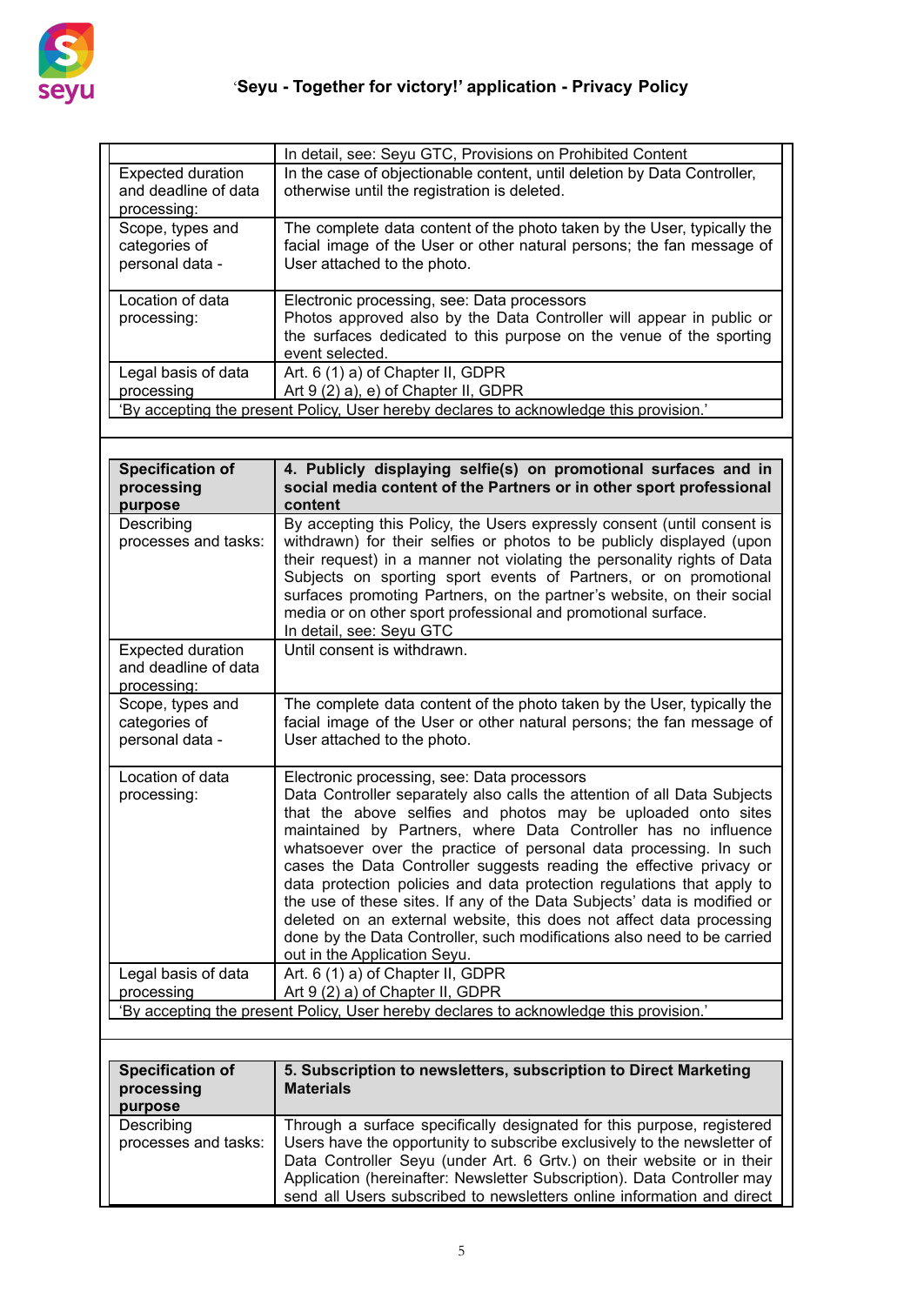| | |
|---|---|
| | In detail, see: Seyu GTC, Provisions on Prohibited Content |
| Expected duration and deadline of data processing: | In the case of objectionable content, until deletion by Data Controller, otherwise until the registration is deleted. |
| Scope, types and categories of personal data - | The complete data content of the photo taken by the User, typically the facial image of the User or other natural persons; the fan message of User attached to the photo. |
| Location of data processing: | Electronic processing, see: Data processors<br>Photos approved also by the Data Controller will appear in public or the surfaces dedicated to this purpose on the venue of the sporting event selected. |
| Legal basis of data processing | Art. 6 (1) a) of Chapter II, GDPR<br>Art 9 (2) a), e) of Chapter II, GDPR |
| 'By accepting the present Policy, User hereby declares to acknowledge this provision.' | |

| **Specification of processing purpose** | **4. Publicly displaying selfie(s) on promotional surfaces and in social media content of the Partners or in other sport professional content** |
|---|---|
| Describing processes and tasks: | By accepting this Policy, the Users expressly consent (until consent is withdrawn) for their selfies or photos to be publicly displayed (upon their request) in a manner not violating the personality rights of Data Subjects on sporting sport events of Partners, or on promotional surfaces promoting Partners, on the partner's website, on their social media or on other sport professional and promotional surface.<br>In detail, see: Seyu GTC |
| Expected duration and deadline of data processing: | Until consent is withdrawn. |
| Scope, types and categories of personal data - | The complete data content of the photo taken by the User, typically the facial image of the User or other natural persons; the fan message of User attached to the photo. |
| Location of data processing: | Electronic processing, see: Data processors<br>Data Controller separately also calls the attention of all Data Subjects that the above selfies and photos may be uploaded onto sites maintained by Partners, where Data Controller has no influence whatsoever over the practice of personal data processing. In such cases the Data Controller suggests reading the effective privacy or data protection policies and data protection regulations that apply to the use of these sites. If any of the Data Subjects' data is modified or deleted on an external website, this does not affect data processing done by the Data Controller, such modifications also need to be carried out in the Application Seyu. |
| Legal basis of data processing | Art. 6 (1) a) of Chapter II, GDPR<br>Art 9 (2) a) of Chapter II, GDPR |
| 'By accepting the present Policy, User hereby declares to acknowledge this provision.' | |

| **Specification of processing purpose** | **5. Subscription to newsletters, subscription to Direct Marketing Materials** |
|---|---|
| Describing processes and tasks: | Through a surface specifically designated for this purpose, registered Users have the opportunity to subscribe exclusively to the newsletter of Data Controller Seyu (under Art. 6 Grtv.) on their website or in their Application (hereinafter: Newsletter Subscription). Data Controller may send all Users subscribed to newsletters online information and direct |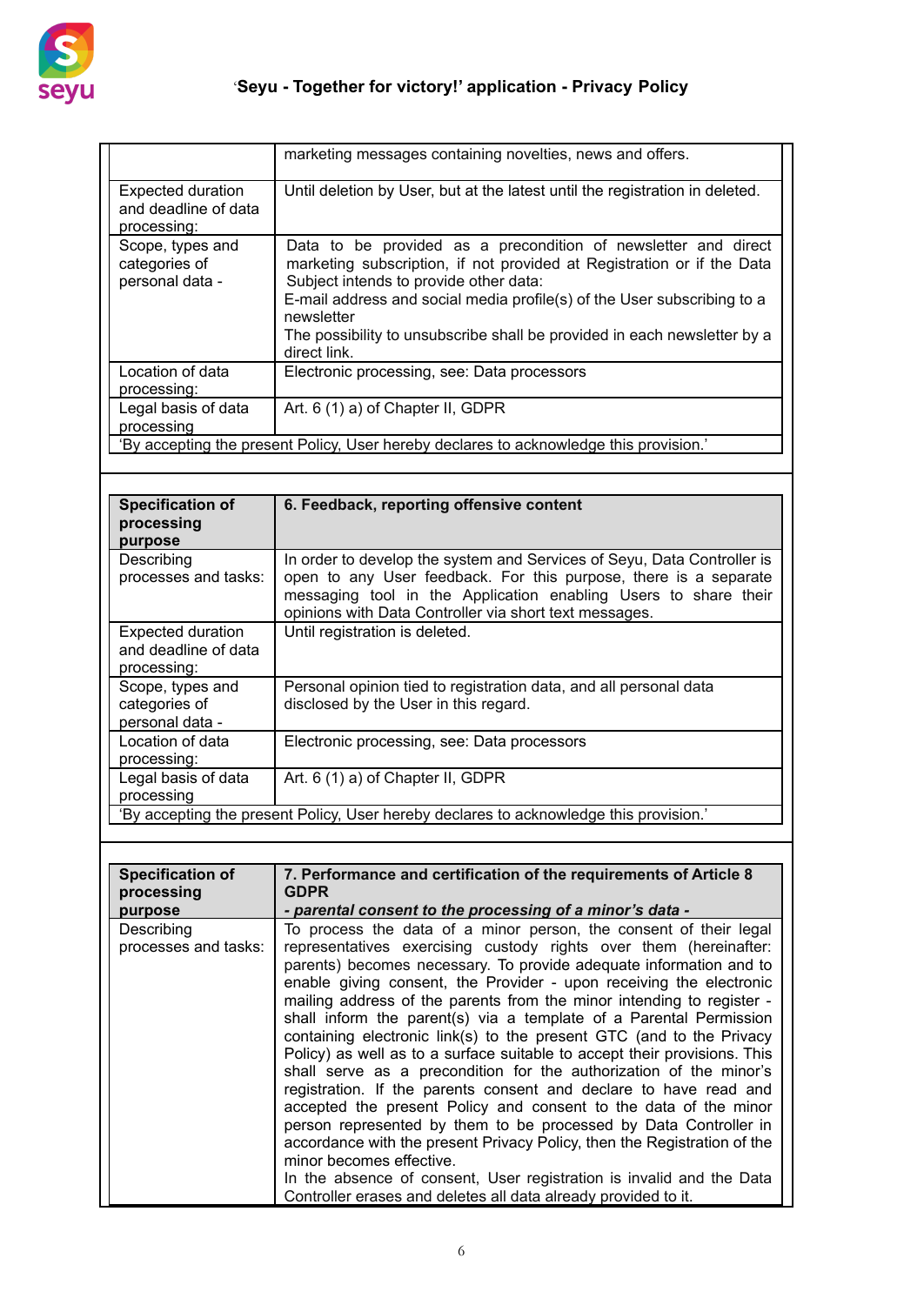| | |
|---|---|
| | marketing messages containing novelties, news and offers. |
| Expected duration and deadline of data processing: | Until deletion by User, but at the latest until the registration in deleted. |
| Scope, types and categories of personal data - | Data to be provided as a precondition of newsletter and direct marketing subscription, if not provided at Registration or if the Data Subject intends to provide other data:<br>E-mail address and social media profile(s) of the User subscribing to a newsletter<br>The possibility to unsubscribe shall be provided in each newsletter by a direct link. |
| Location of data processing: | Electronic processing, see: Data processors |
| Legal basis of data processing | Art. 6 (1) a) of Chapter II, GDPR |
| 'By accepting the present Policy, User hereby declares to acknowledge this provision.' | |

| **Specification of processing purpose** | **6. Feedback, reporting offensive content** |
|---|---|
| Describing processes and tasks: | In order to develop the system and Services of Seyu, Data Controller is open to any User feedback. For this purpose, there is a separate messaging tool in the Application enabling Users to share their opinions with Data Controller via short text messages. |
| Expected duration and deadline of data processing: | Until registration is deleted. |
| Scope, types and categories of personal data - | Personal opinion tied to registration data, and all personal data disclosed by the User in this regard. |
| Location of data processing: | Electronic processing, see: Data processors |
| Legal basis of data processing | Art. 6 (1) a) of Chapter II, GDPR |
| 'By accepting the present Policy, User hereby declares to acknowledge this provision.' | |

| **Specification of processing purpose** | **7. Performance and certification of the requirements of Article 8 GDPR**<br>***- parental consent to the processing of a minor's data -*** |
|---|---|
| Describing processes and tasks: | To process the data of a minor person, the consent of their legal representatives exercising custody rights over them (hereinafter: parents) becomes necessary. To provide adequate information and to enable giving consent, the Provider - upon receiving the electronic mailing address of the parents from the minor intending to register - shall inform the parent(s) via a template of a Parental Permission containing electronic link(s) to the present GTC (and to the Privacy Policy) as well as to a surface suitable to accept their provisions. This shall serve as a precondition for the authorization of the minor's registration. If the parents consent and declare to have read and accepted the present Policy and consent to the data of the minor person represented by them to be processed by Data Controller in accordance with the present Privacy Policy, then the Registration of the minor becomes effective.<br>In the absence of consent, User registration is invalid and the Data Controller erases and deletes all data already provided to it. |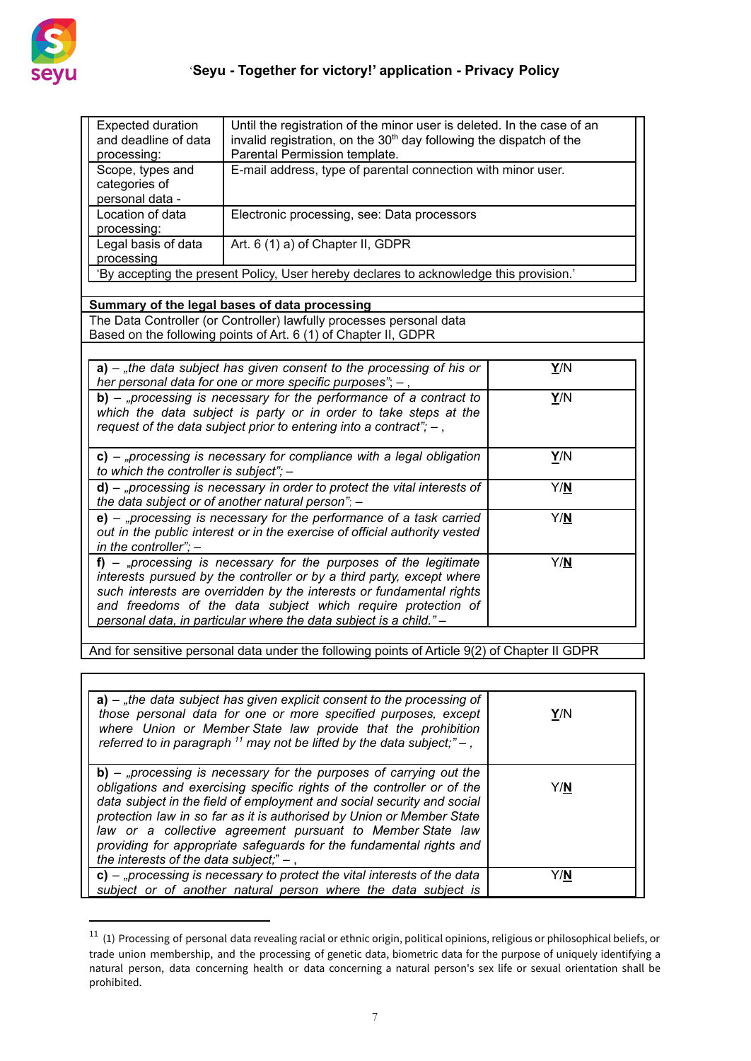| Expected duration and deadline of data processing: | Until the registration of the minor user is deleted. In the case of an invalid registration, on the 30th day following the dispatch of the Parental Permission template. |
|---|---|
| Scope, types and categories of personal data - | E-mail address, type of parental connection with minor user. |
| Location of data processing: | Electronic processing, see: Data processors |
| Legal basis of data processing | Art. 6 (1) a) of Chapter II, GDPR |
| 'By accepting the present Policy, User hereby declares to acknowledge this provision.' | |

**Summary of the legal bases of data processing**

The Data Controller (or Controller) lawfully processes personal data
Based on the following points of Art. 6 (1) of Chapter II, GDPR

| | |
|---|---|
| **a)** – *„the data subject has given consent to the processing of his or her personal data for one or more specific purposes"; – ,* | **Y**/N |
| **b)** – *„processing is necessary for the performance of a contract to which the data subject is party or in order to take steps at the request of the data subject prior to entering into a contract"; – ,* | **Y**/N |
| **c)** – *„processing is necessary for compliance with a legal obligation to which the controller is subject"; –* | **Y**/N |
| **d)** – *„processing is necessary in order to protect the vital interests of the data subject or of another natural person"; –* | Y/**N** |
| **e)** – *„processing is necessary for the performance of a task carried out in the public interest or in the exercise of official authority vested in the controller"; –* | Y/**N** |
| **f)** – *„processing is necessary for the purposes of the legitimate interests pursued by the controller or by a third party, except where such interests are overridden by the interests or fundamental rights and freedoms of the data subject which require protection of personal data, in particular where the data subject is a child." –* | Y/**N** |

And for sensitive personal data under the following points of Article 9(2) of Chapter II GDPR

| | |
|---|---|
| **a)** – *„the data subject has given explicit consent to the processing of those personal data for one or more specified purposes, except where Union or Member State law provide that the prohibition referred to in paragraph [11] may not be lifted by the data subject;" – ,* | **Y**/N |
| **b)** – *„processing is necessary for the purposes of carrying out the obligations and exercising specific rights of the controller or of the data subject in the field of employment and social security and social protection law in so far as it is authorised by Union or Member State law or a collective agreement pursuant to Member State law providing for appropriate safeguards for the fundamental rights and the interests of the data subject;" – ,* | Y/**N** |
| **c)** – *„processing is necessary to protect the vital interests of the data subject or of another natural person where the data subject is* | Y/**N** |

[11] (1) Processing of personal data revealing racial or ethnic origin, political opinions, religious or philosophical beliefs, or trade union membership, and the processing of genetic data, biometric data for the purpose of uniquely identifying a natural person, data concerning health or data concerning a natural person's sex life or sexual orientation shall be prohibited.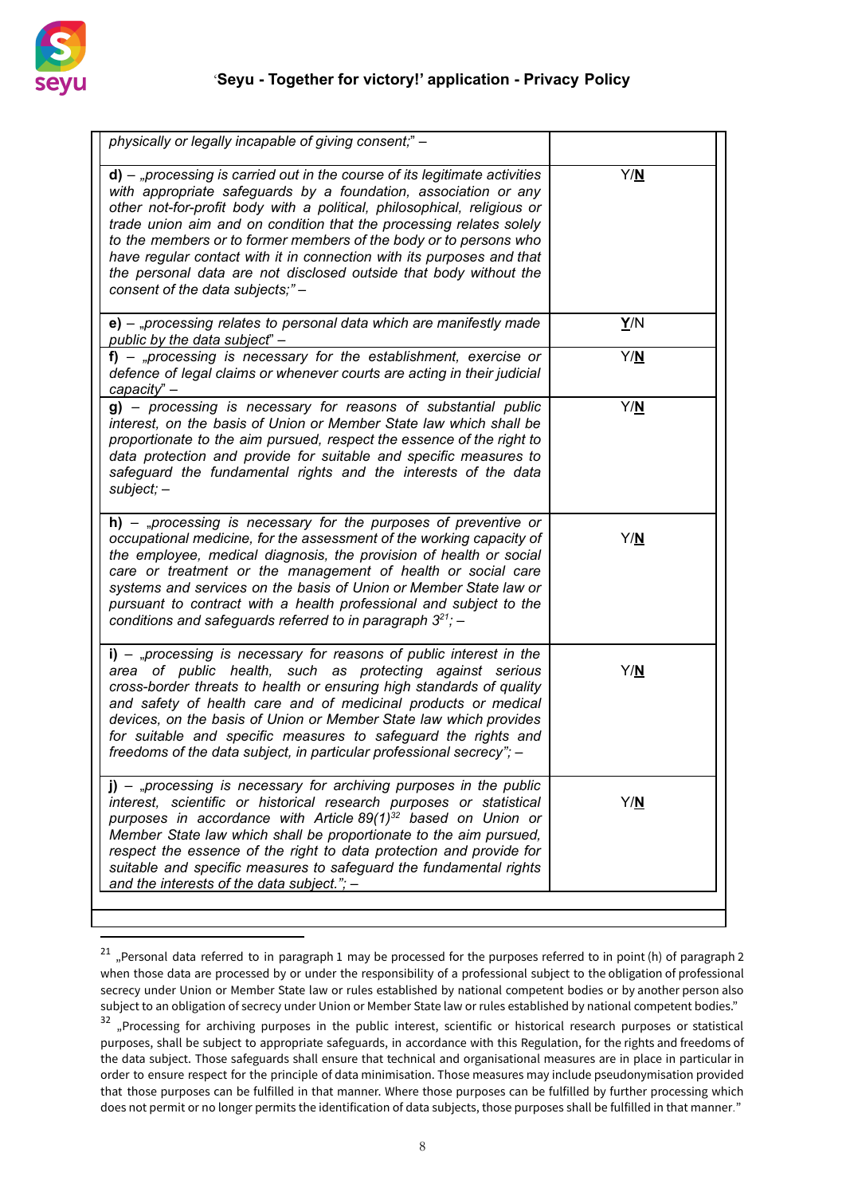| | |
|---|---|
| *physically or legally incapable of giving consent;" –* | |
| **d)** – *„processing is carried out in the course of its legitimate activities with appropriate safeguards by a foundation, association or any other not-for-profit body with a political, philosophical, religious or trade union aim and on condition that the processing relates solely to the members or to former members of the body or to persons who have regular contact with it in connection with its purposes and that the personal data are not disclosed outside that body without the consent of the data subjects;" –* | Y/**N** |
| **e)** – *„processing relates to personal data which are manifestly made public by the data subject" –* | **Y**/N |
| **f)** – *„processing is necessary for the establishment, exercise or defence of legal claims or whenever courts are acting in their judicial capacity" –* | Y/**N** |
| **g)** – *processing is necessary for reasons of substantial public interest, on the basis of Union or Member State law which shall be proportionate to the aim pursued, respect the essence of the right to data protection and provide for suitable and specific measures to safeguard the fundamental rights and the interests of the data subject; –* | Y/**N** |
| **h)** – *„processing is necessary for the purposes of preventive or occupational medicine, for the assessment of the working capacity of the employee, medical diagnosis, the provision of health or social care or treatment or the management of health or social care systems and services on the basis of Union or Member State law or pursuant to contract with a health professional and subject to the conditions and safeguards referred to in paragraph 3[21]; –* | Y/**N** |
| **i)** – *„processing is necessary for reasons of public interest in the area of public health, such as protecting against serious cross-border threats to health or ensuring high standards of quality and safety of health care and of medicinal products or medical devices, on the basis of Union or Member State law which provides for suitable and specific measures to safeguard the rights and freedoms of the data subject, in particular professional secrecy"; –* | Y/**N** |
| **j)** – *„processing is necessary for archiving purposes in the public interest, scientific or historical research purposes or statistical purposes in accordance with Article 89(1)[32] based on Union or Member State law which shall be proportionate to the aim pursued, respect the essence of the right to data protection and provide for suitable and specific measures to safeguard the fundamental rights and the interests of the data subject."; –* | Y/**N** |

[21] „Personal data referred to in paragraph 1 may be processed for the purposes referred to in point (h) of paragraph 2 when those data are processed by or under the responsibility of a professional subject to the obligation of professional secrecy under Union or Member State law or rules established by national competent bodies or by another person also subject to an obligation of secrecy under Union or Member State law or rules established by national competent bodies."

[32] „Processing for archiving purposes in the public interest, scientific or historical research purposes or statistical purposes, shall be subject to appropriate safeguards, in accordance with this Regulation, for the rights and freedoms of the data subject. Those safeguards shall ensure that technical and organisational measures are in place in particular in order to ensure respect for the principle of data minimisation. Those measures may include pseudonymisation provided that those purposes can be fulfilled in that manner. Where those purposes can be fulfilled by further processing which does not permit or no longer permits the identification of data subjects, those purposes shall be fulfilled in that manner."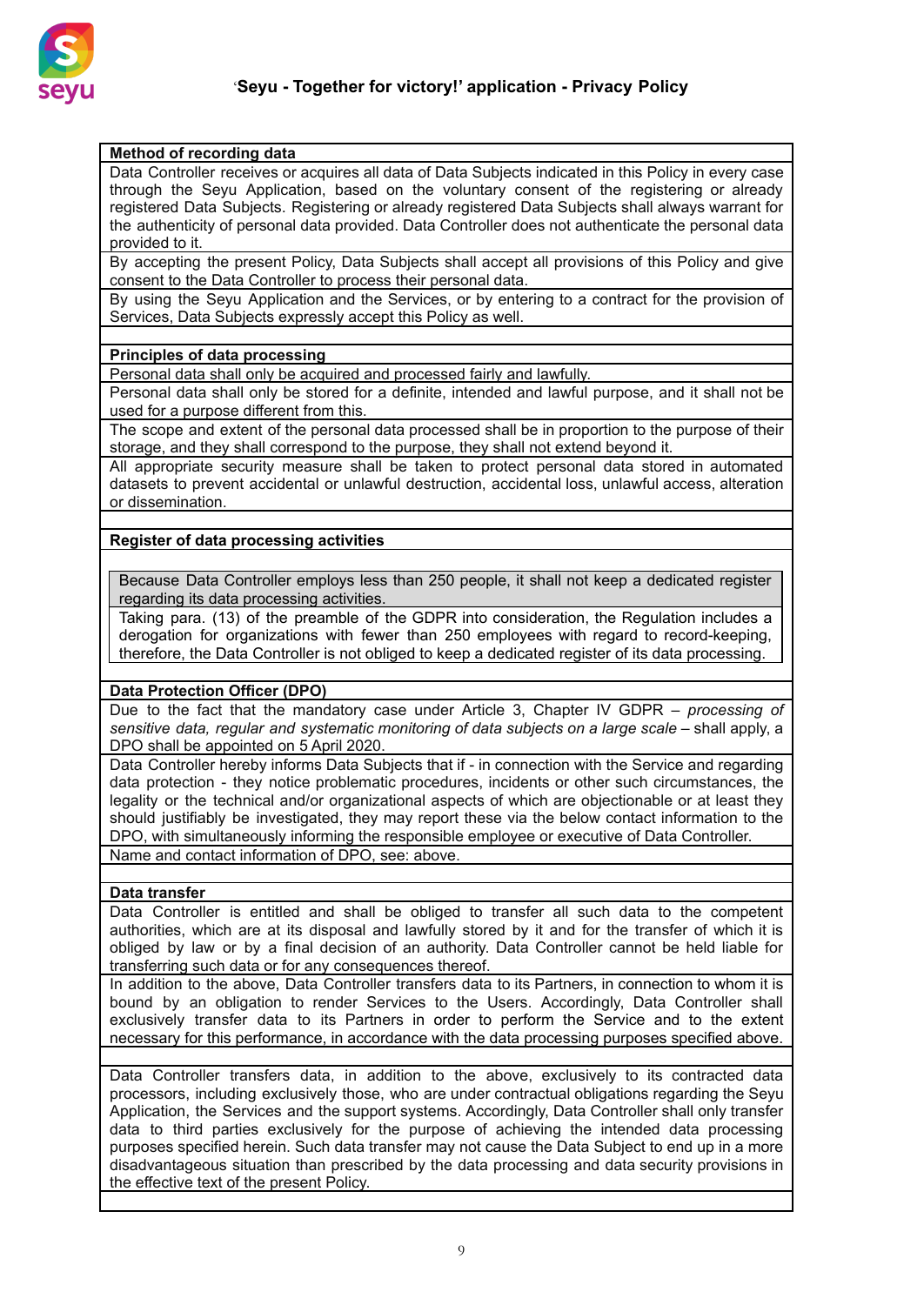**Method of recording data**

Data Controller receives or acquires all data of Data Subjects indicated in this Policy in every case through the Seyu Application, based on the voluntary consent of the registering or already registered Data Subjects. Registering or already registered Data Subjects shall always warrant for the authenticity of personal data provided. Data Controller does not authenticate the personal data provided to it.

By accepting the present Policy, Data Subjects shall accept all provisions of this Policy and give consent to the Data Controller to process their personal data.

By using the Seyu Application and the Services, or by entering to a contract for the provision of Services, Data Subjects expressly accept this Policy as well.

**Principles of data processing**

Personal data shall only be acquired and processed fairly and lawfully.

Personal data shall only be stored for a definite, intended and lawful purpose, and it shall not be used for a purpose different from this.

The scope and extent of the personal data processed shall be in proportion to the purpose of their storage, and they shall correspond to the purpose, they shall not extend beyond it.

All appropriate security measure shall be taken to protect personal data stored in automated datasets to prevent accidental or unlawful destruction, accidental loss, unlawful access, alteration or dissemination.

**Register of data processing activities**

Because Data Controller employs less than 250 people, it shall not keep a dedicated register regarding its data processing activities.

Taking para. (13) of the preamble of the GDPR into consideration, the Regulation includes a derogation for organizations with fewer than 250 employees with regard to record-keeping, therefore, the Data Controller is not obliged to keep a dedicated register of its data processing.

**Data Protection Officer (DPO)**

Due to the fact that the mandatory case under Article 3, Chapter IV GDPR – *processing of sensitive data, regular and systematic monitoring of data subjects on a large scale* – shall apply, a DPO shall be appointed on 5 April 2020.

Data Controller hereby informs Data Subjects that if - in connection with the Service and regarding data protection - they notice problematic procedures, incidents or other such circumstances, the legality or the technical and/or organizational aspects of which are objectionable or at least they should justifiably be investigated, they may report these via the below contact information to the DPO, with simultaneously informing the responsible employee or executive of Data Controller.

Name and contact information of DPO, see: above.

**Data transfer**

Data Controller is entitled and shall be obliged to transfer all such data to the competent authorities, which are at its disposal and lawfully stored by it and for the transfer of which it is obliged by law or by a final decision of an authority. Data Controller cannot be held liable for transferring such data or for any consequences thereof.

In addition to the above, Data Controller transfers data to its Partners, in connection to whom it is bound by an obligation to render Services to the Users. Accordingly, Data Controller shall exclusively transfer data to its Partners in order to perform the Service and to the extent necessary for this performance, in accordance with the data processing purposes specified above.

Data Controller transfers data, in addition to the above, exclusively to its contracted data processors, including exclusively those, who are under contractual obligations regarding the Seyu Application, the Services and the support systems. Accordingly, Data Controller shall only transfer data to third parties exclusively for the purpose of achieving the intended data processing purposes specified herein. Such data transfer may not cause the Data Subject to end up in a more disadvantageous situation than prescribed by the data processing and data security provisions in the effective text of the present Policy.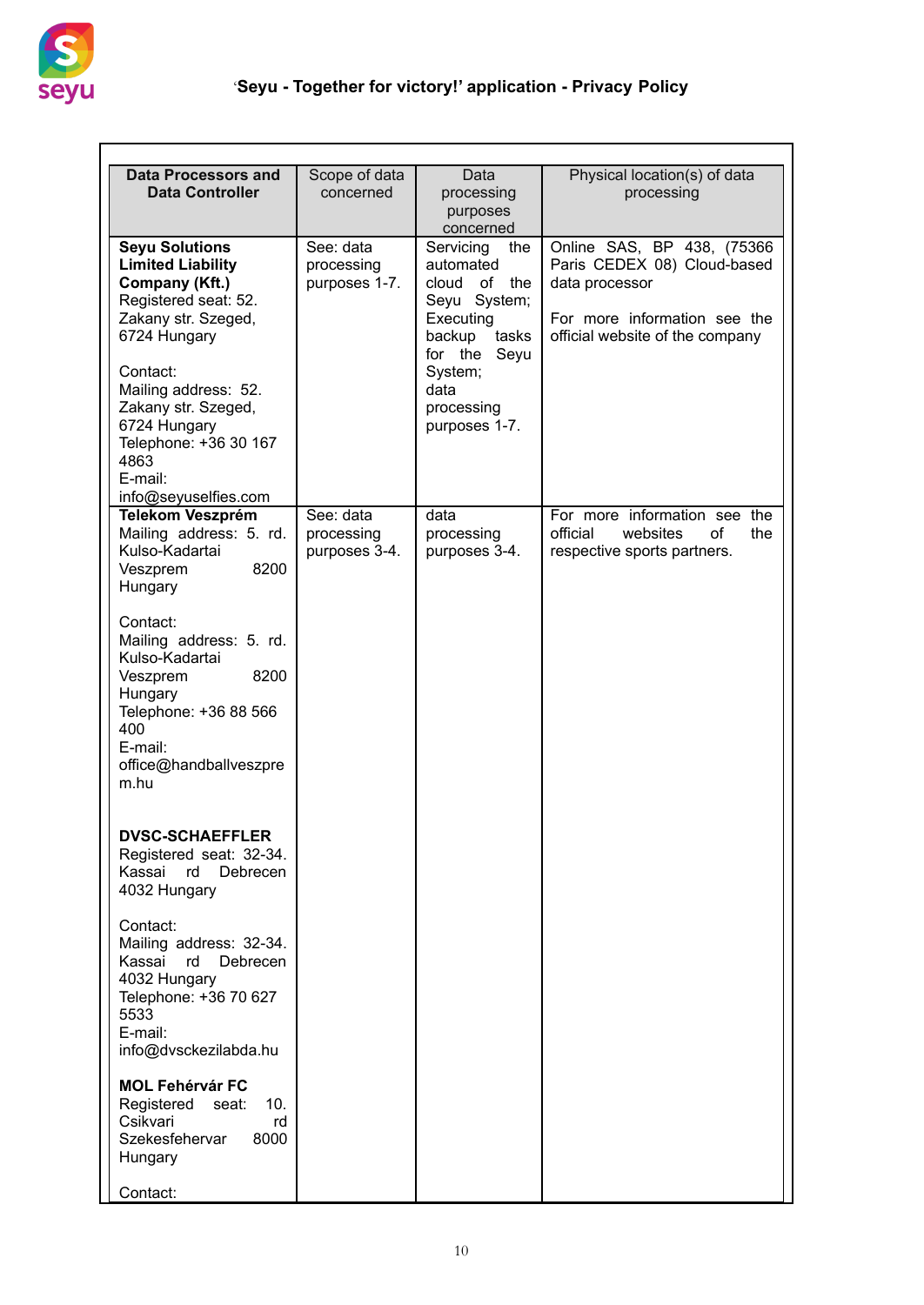| Data Processors and Data Controller | Scope of data concerned | Data processing purposes concerned | Physical location(s) of data processing |
|---|---|---|---|
| **Seyu Solutions Limited Liability Company (Kft.)**<br>Registered seat: 52. Zakany str. Szeged, 6724 Hungary<br><br>Contact:<br>Mailing address: 52. Zakany str. Szeged, 6724 Hungary<br>Telephone: +36 30 167 4863<br>E-mail: info@seyuselfies.com | See: data processing purposes 1-7. | Servicing the automated cloud of the Seyu System; Executing backup tasks for the Seyu System; data processing purposes 1-7. | Online SAS, BP 438, (75366 Paris CEDEX 08) Cloud-based data processor<br><br>For more information see the official website of the company |
| **Telekom Veszprém**<br>Mailing address: 5. rd. Kulso-Kadartai Veszprem 8200 Hungary<br><br>Contact:<br>Mailing address: 5. rd. Kulso-Kadartai Veszprem 8200 Hungary<br>Telephone: +36 88 566 400<br>E-mail: office@handballveszprem.hu<br><br>**DVSC-SCHAEFFLER**<br>Registered seat: 32-34. Kassai rd Debrecen 4032 Hungary<br><br>Contact:<br>Mailing address: 32-34. Kassai rd Debrecen 4032 Hungary<br>Telephone: +36 70 627 5533<br>E-mail: info@dvsckezilabda.hu<br><br>**MOL Fehérvár FC**<br>Registered seat: 10. Csikvari rd Szekesfehervar 8000 Hungary<br><br>Contact: | See: data processing purposes 3-4. | data processing purposes 3-4. | For more information see the official websites of the respective sports partners. |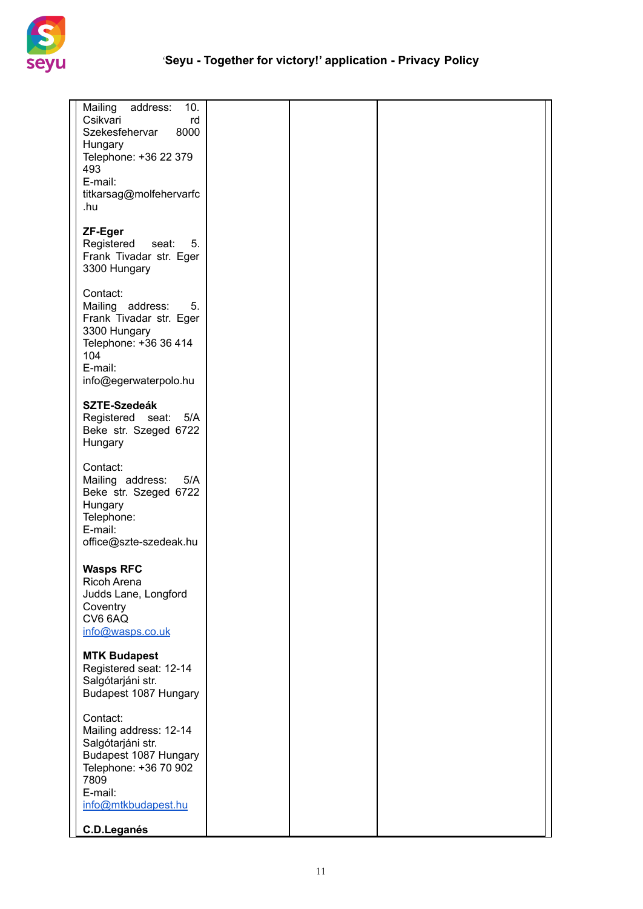| | | | |
|---|---|---|---|
| Mailing address: 10. Csikvari rd Szekesfehervar 8000 Hungary<br>Telephone: +36 22 379 493<br>E-mail: titkarsag@molfehervarfc.hu<br><br>**ZF-Eger**<br>Registered seat: 5. Frank Tivadar str. Eger 3300 Hungary<br><br>Contact:<br>Mailing address: 5. Frank Tivadar str. Eger 3300 Hungary<br>Telephone: +36 36 414 104<br>E-mail: info@egerwaterpolo.hu<br><br>**SZTE-Szedeák**<br>Registered seat: 5/A Beke str. Szeged 6722 Hungary<br><br>Contact:<br>Mailing address: 5/A Beke str. Szeged 6722 Hungary<br>Telephone:<br>E-mail: office@szte-szedeak.hu<br><br>**Wasps RFC**<br>Ricoh Arena<br>Judds Lane, Longford<br>Coventry<br>CV6 6AQ<br>info@wasps.co.uk<br><br>**MTK Budapest**<br>Registered seat: 12-14 Salgótarjáni str. Budapest 1087 Hungary<br><br>Contact:<br>Mailing address: 12-14 Salgótarjáni str. Budapest 1087 Hungary<br>Telephone: +36 70 902 7809<br>E-mail: info@mtkbudapest.hu<br><br>**C.D.Leganés** | | | |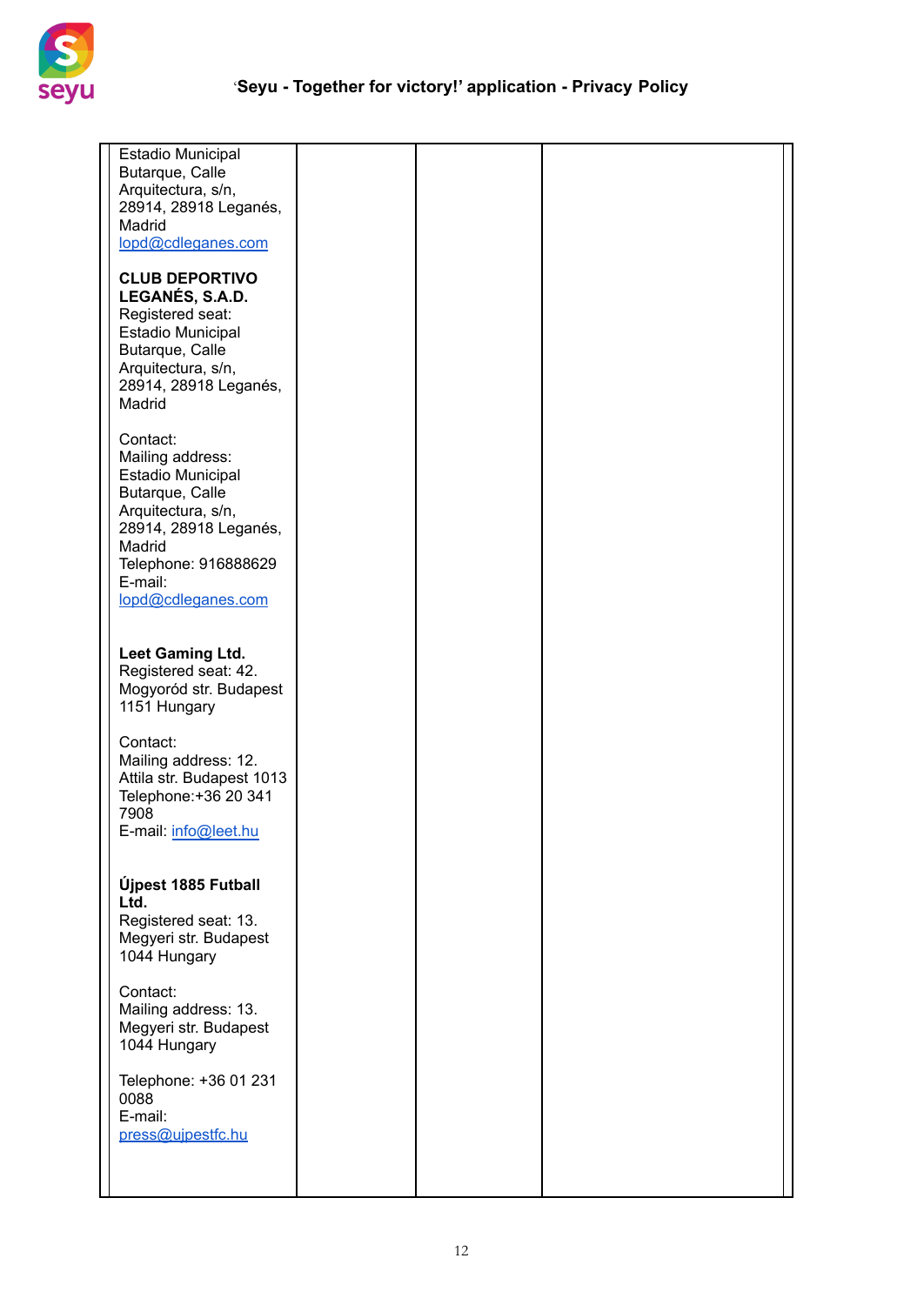| | | | |
|---|---|---|---|
| Estadio Municipal Butarque, Calle Arquitectura, s/n, 28914, 28918 Leganés, Madrid lopd@cdleganes.com<br><br>**CLUB DEPORTIVO LEGANÉS, S.A.D.**<br>Registered seat: Estadio Municipal Butarque, Calle Arquitectura, s/n, 28914, 28918 Leganés, Madrid<br><br>Contact:<br>Mailing address: Estadio Municipal Butarque, Calle Arquitectura, s/n, 28914, 28918 Leganés, Madrid<br>Telephone: 916888629<br>E-mail: lopd@cdleganes.com<br><br>**Leet Gaming Ltd.**<br>Registered seat: 42. Mogyoród str. Budapest 1151 Hungary<br><br>Contact:<br>Mailing address: 12. Attila str. Budapest 1013<br>Telephone:+36 20 341 7908<br>E-mail: info@leet.hu<br><br>**Újpest 1885 Futball Ltd.**<br>Registered seat: 13. Megyeri str. Budapest 1044 Hungary<br><br>Contact:<br>Mailing address: 13. Megyeri str. Budapest 1044 Hungary<br><br>Telephone: +36 01 231 0088<br>E-mail: press@ujpestfc.hu | | | |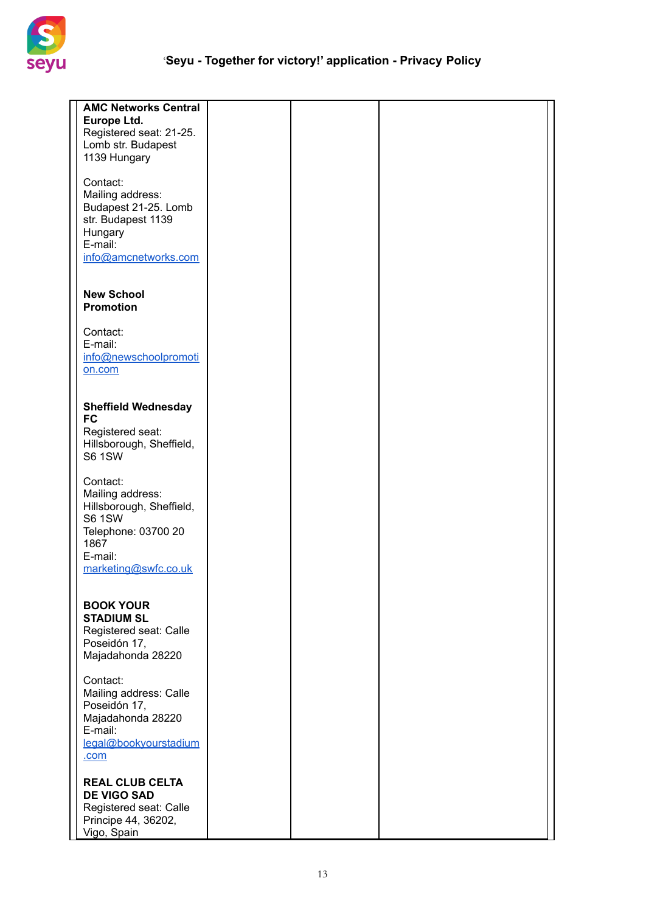| | | | |
|---|---|---|---|
| **AMC Networks Central Europe Ltd.**<br>Registered seat: 21-25. Lomb str. Budapest 1139 Hungary<br><br>Contact:<br>Mailing address: Budapest 21-25. Lomb str. Budapest 1139 Hungary<br>E-mail: info@amcnetworks.com<br><br>**New School Promotion**<br><br>Contact:<br>E-mail: info@newschoolpromotion.com<br><br>**Sheffield Wednesday FC**<br>Registered seat: Hillsborough, Sheffield, S6 1SW<br><br>Contact:<br>Mailing address: Hillsborough, Sheffield, S6 1SW<br>Telephone: 03700 20 1867<br>E-mail: marketing@swfc.co.uk<br><br>**BOOK YOUR STADIUM SL**<br>Registered seat: Calle Poseidón 17, Majadahonda 28220<br><br>Contact:<br>Mailing address: Calle Poseidón 17, Majadahonda 28220<br>E-mail: legal@bookyourstadium.com<br><br>**REAL CLUB CELTA DE VIGO SAD**<br>Registered seat: Calle Principe 44, 36202, Vigo, Spain | | | |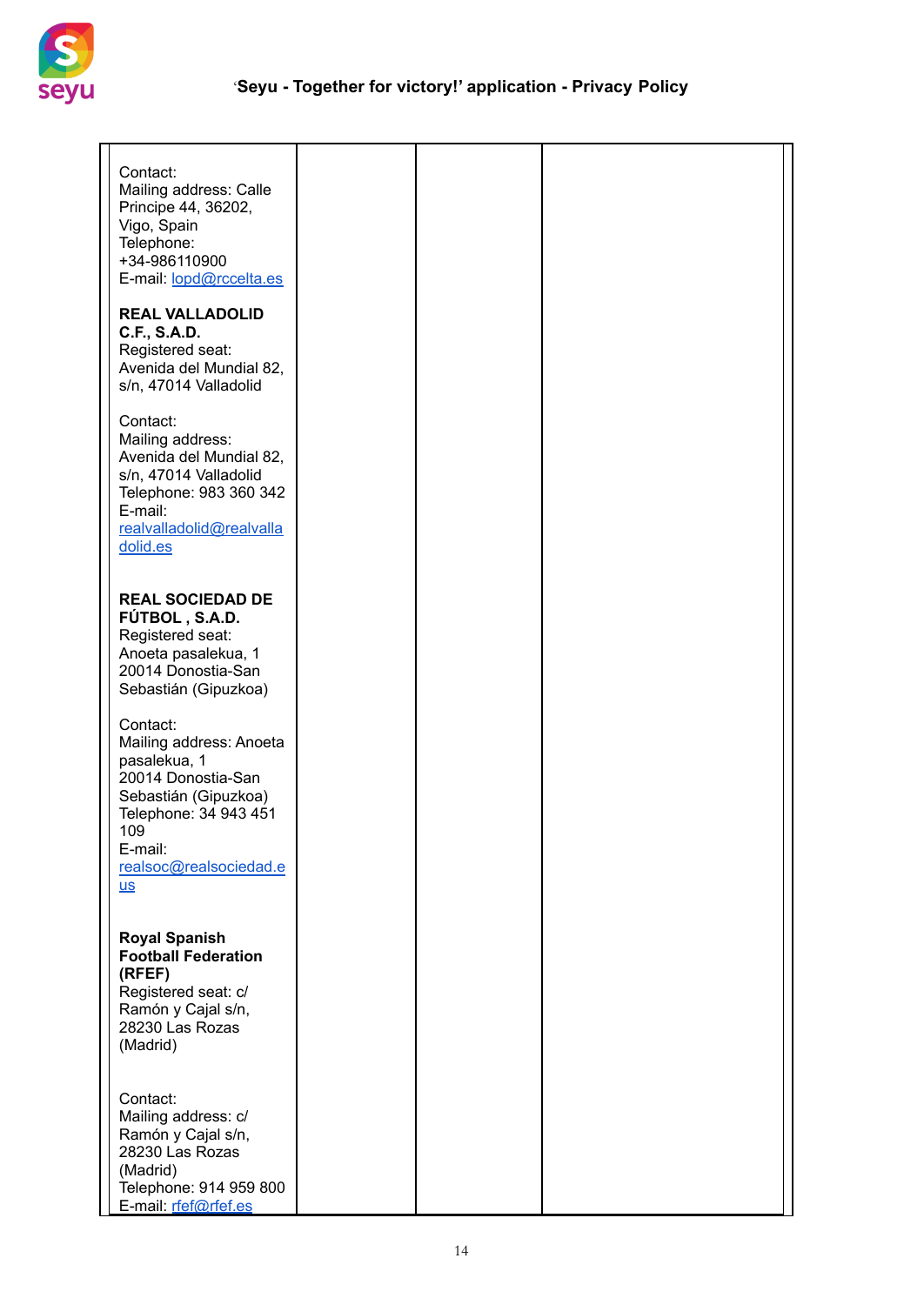| | | | |
|---|---|---|---|
| Contact:<br>Mailing address: Calle Principe 44, 36202, Vigo, Spain<br>Telephone: +34-986110900<br>E-mail: lopd@rccelta.es<br><br>**REAL VALLADOLID C.F., S.A.D.**<br>Registered seat: Avenida del Mundial 82, s/n, 47014 Valladolid<br><br>Contact:<br>Mailing address: Avenida del Mundial 82, s/n, 47014 Valladolid<br>Telephone: 983 360 342<br>E-mail: realvalladolid@realvalladolid.es<br><br>**REAL SOCIEDAD DE FÚTBOL , S.A.D.**<br>Registered seat: Anoeta pasalekua, 1 20014 Donostia-San Sebastián (Gipuzkoa)<br><br>Contact:<br>Mailing address: Anoeta pasalekua, 1 20014 Donostia-San Sebastián (Gipuzkoa)<br>Telephone: 34 943 451 109<br>E-mail: realsoc@realsociedad.eus<br><br>**Royal Spanish Football Federation (RFEF)**<br>Registered seat: c/ Ramón y Cajal s/n, 28230 Las Rozas (Madrid)<br><br>Contact:<br>Mailing address: c/ Ramón y Cajal s/n, 28230 Las Rozas (Madrid)<br>Telephone: 914 959 800<br>E-mail: rfef@rfef.es | | | |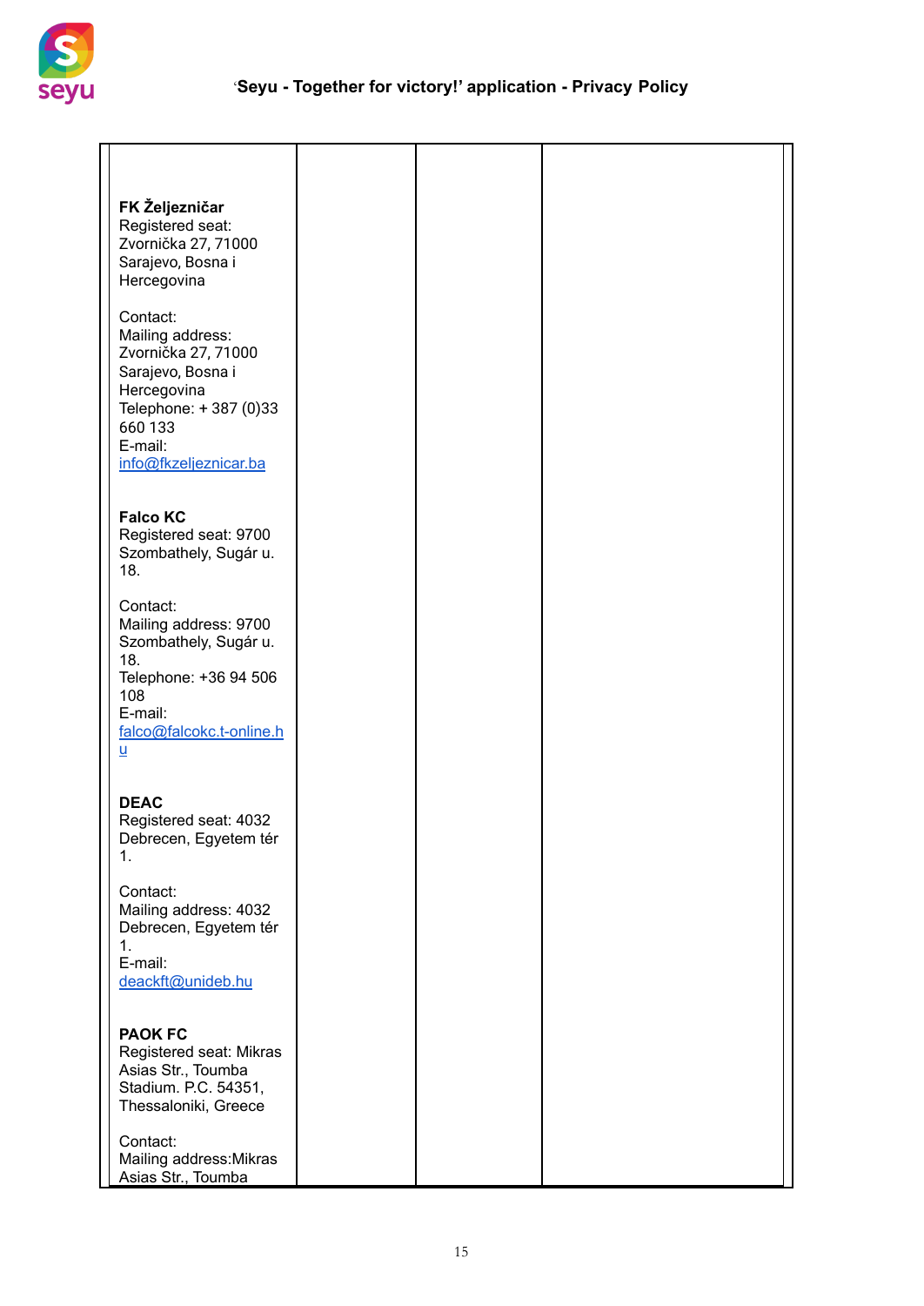| | | | |
|---|---|---|---|
| **FK Željezničar**<br>Registered seat: Zvornička 27, 71000 Sarajevo, Bosna i Hercegovina<br><br>Contact:<br>Mailing address: Zvornička 27, 71000 Sarajevo, Bosna i Hercegovina<br>Telephone: + 387 (0)33 660 133<br>E-mail: info@fkzeljeznicar.ba<br><br>**Falco KC**<br>Registered seat: 9700 Szombathely, Sugár u. 18.<br><br>Contact:<br>Mailing address: 9700 Szombathely, Sugár u. 18.<br>Telephone: +36 94 506 108<br>E-mail: falco@falcokc.t-online.hu<br><br>**DEAC**<br>Registered seat: 4032 Debrecen, Egyetem tér 1.<br><br>Contact:<br>Mailing address: 4032 Debrecen, Egyetem tér 1.<br>E-mail: deackft@unideb.hu<br><br>**PAOK FC**<br>Registered seat: Mikras Asias Str., Toumba Stadium. P.C. 54351, Thessaloniki, Greece<br><br>Contact:<br>Mailing address:Mikras Asias Str., Toumba | | | |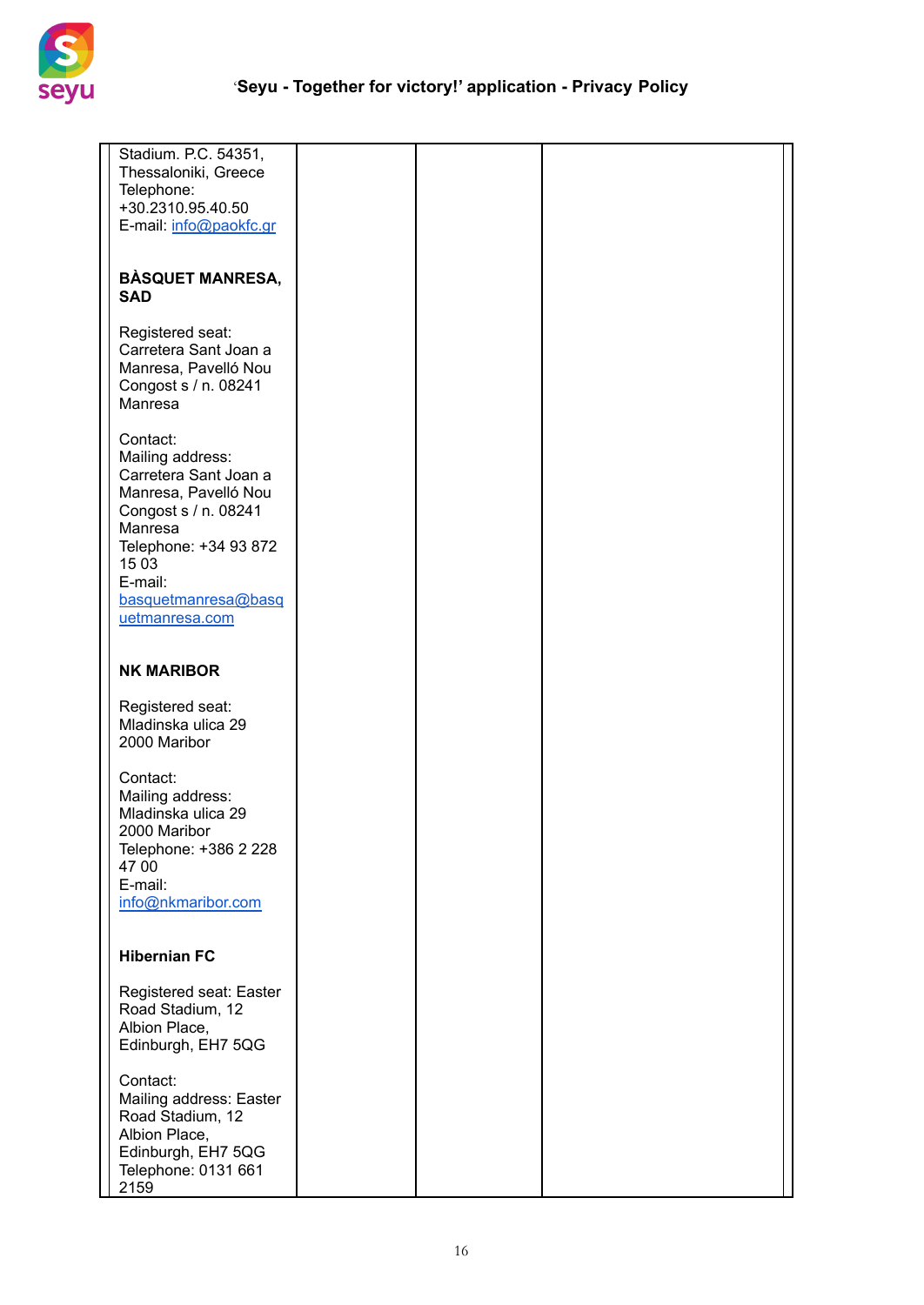| | | | |
|---|---|---|---|
| Stadium. P.C. 54351, Thessaloniki, Greece<br>Telephone: +30.2310.95.40.50<br>E-mail: info@paokfc.gr<br><br>**BÀSQUET MANRESA, SAD**<br><br>Registered seat: Carretera Sant Joan a Manresa, Pavelló Nou Congost s / n. 08241 Manresa<br><br>Contact:<br>Mailing address: Carretera Sant Joan a Manresa, Pavelló Nou Congost s / n. 08241 Manresa<br>Telephone: +34 93 872 15 03<br>E-mail: basquetmanresa@basquetmanresa.com<br><br>**NK MARIBOR**<br><br>Registered seat: Mladinska ulica 29 2000 Maribor<br><br>Contact:<br>Mailing address: Mladinska ulica 29 2000 Maribor<br>Telephone: +386 2 228 47 00<br>E-mail: info@nkmaribor.com<br><br>**Hibernian FC**<br><br>Registered seat: Easter Road Stadium, 12 Albion Place, Edinburgh, EH7 5QG<br><br>Contact:<br>Mailing address: Easter Road Stadium, 12 Albion Place, Edinburgh, EH7 5QG<br>Telephone: 0131 661 2159 | | | |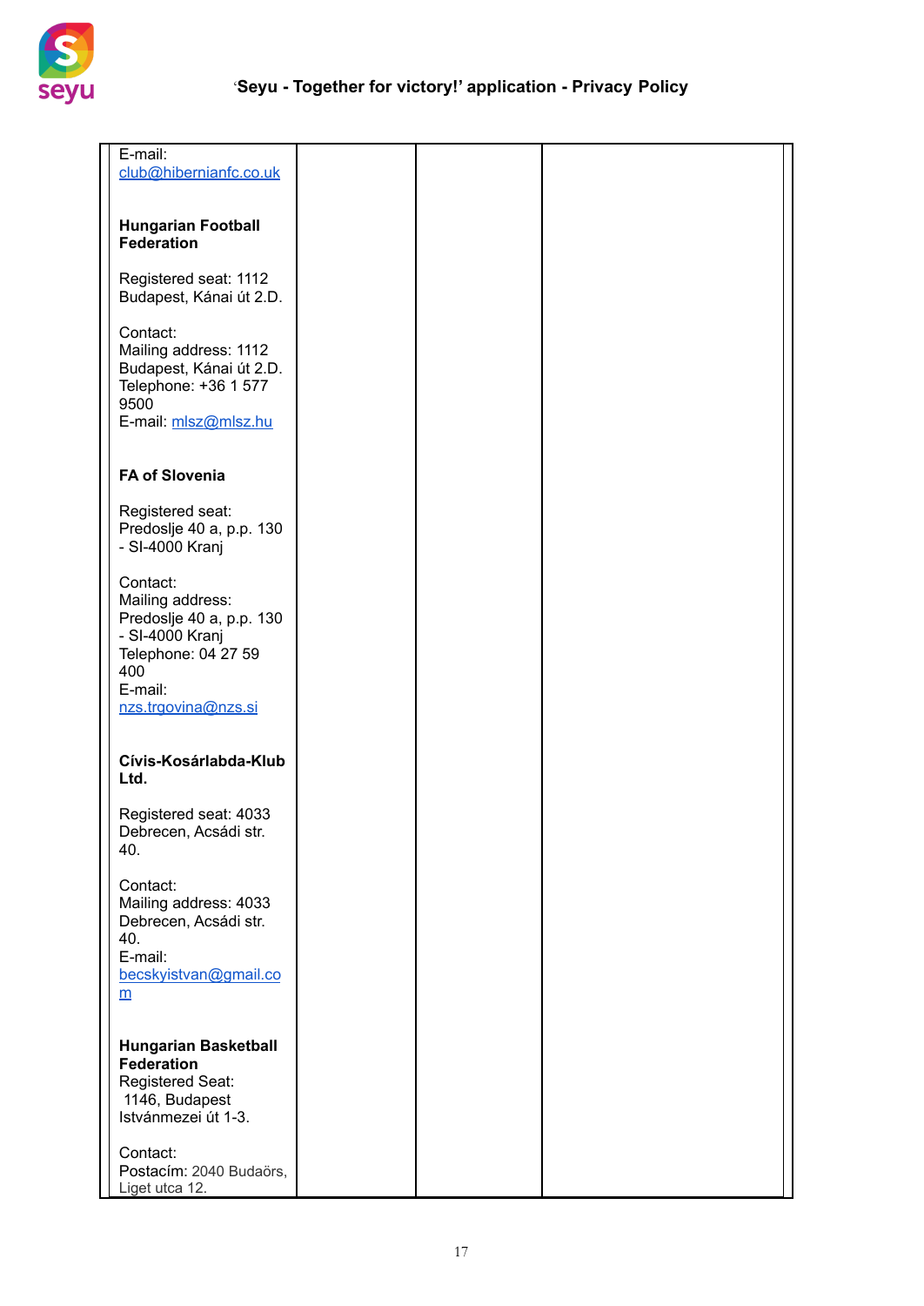| | | | |
|---|---|---|---|
| E-mail: club@hibernianfc.co.uk<br><br>**Hungarian Football Federation**<br><br>Registered seat: 1112 Budapest, Kánai út 2.D.<br><br>Contact:<br>Mailing address: 1112 Budapest, Kánai út 2.D.<br>Telephone: +36 1 577 9500<br>E-mail: mlsz@mlsz.hu<br><br>**FA of Slovenia**<br><br>Registered seat: Predoslje 40 a, p.p. 130 - SI-4000 Kranj<br><br>Contact:<br>Mailing address: Predoslje 40 a, p.p. 130 - SI-4000 Kranj<br>Telephone: 04 27 59 400<br>E-mail: nzs.trgovina@nzs.si<br><br>**Cívis-Kosárlabda-Klub Ltd.**<br><br>Registered seat: 4033 Debrecen, Acsádi str. 40.<br><br>Contact:<br>Mailing address: 4033 Debrecen, Acsádi str. 40.<br>E-mail: becskyistvan@gmail.com<br><br>**Hungarian Basketball Federation**<br>Registered Seat: 1146, Budapest Istvánmezei út 1-3.<br><br>Contact:<br>Postacím: 2040 Budaörs, Liget utca 12. | | | |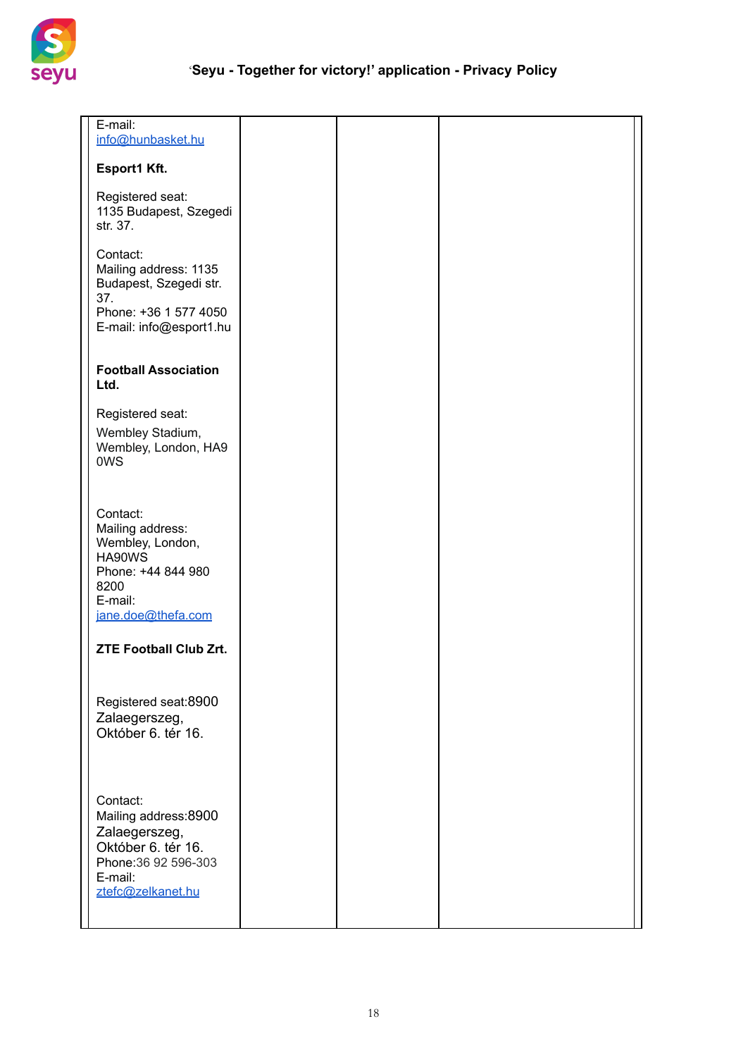| | | | |
|---|---|---|---|
| E-mail: info@hunbasket.hu<br><br>**Esport1 Kft.**<br><br>Registered seat: 1135 Budapest, Szegedi str. 37.<br><br>Contact:<br>Mailing address: 1135 Budapest, Szegedi str. 37.<br>Phone: +36 1 577 4050<br>E-mail: info@esport1.hu<br><br>**Football Association Ltd.**<br><br>Registered seat:<br>Wembley Stadium, Wembley, London, HA9 0WS<br><br>Contact:<br>Mailing address: Wembley, London, HA90WS<br>Phone: +44 844 980 8200<br>E-mail: jane.doe@thefa.com<br><br>**ZTE Football Club Zrt.**<br><br>Registered seat:8900 Zalaegerszeg, Október 6. tér 16.<br><br>Contact:<br>Mailing address:8900 Zalaegerszeg, Október 6. tér 16.<br>Phone:36 92 596-303<br>E-mail: ztefc@zelkanet.hu | | | |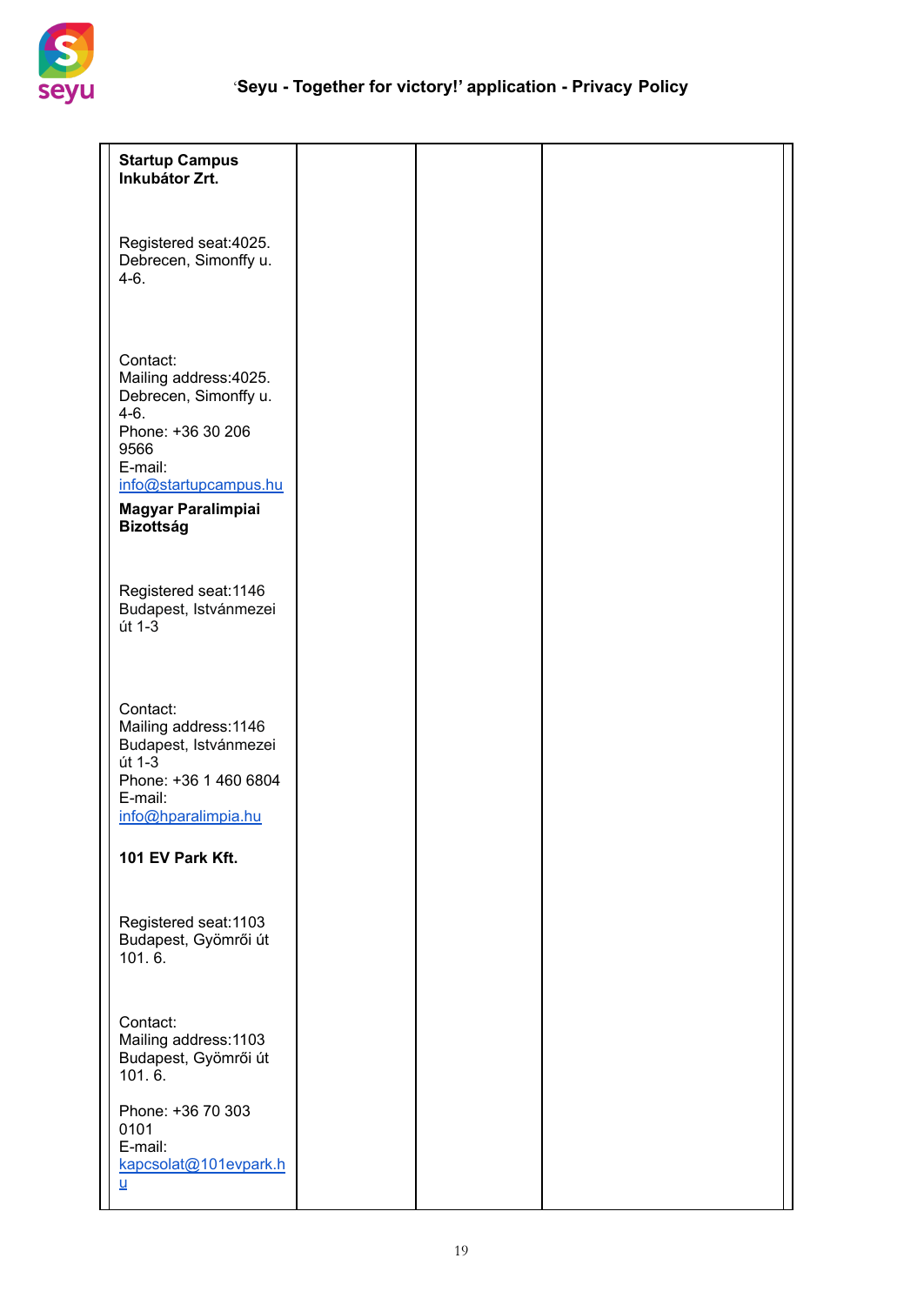| | | | |
|---|---|---|---|
| **Startup Campus Inkubátor Zrt.**<br><br>Registered seat:4025. Debrecen, Simonffy u. 4-6.<br><br>Contact:<br>Mailing address:4025. Debrecen, Simonffy u. 4-6.<br>Phone: +36 30 206 9566<br>E-mail: info@startupcampus.hu<br>**Magyar Paralimpiai Bizottság**<br><br>Registered seat:1146 Budapest, Istvánmezei út 1-3<br><br>Contact:<br>Mailing address:1146 Budapest, Istvánmezei út 1-3<br>Phone: +36 1 460 6804<br>E-mail: info@hparalimpia.hu<br><br>**101 EV Park Kft.**<br><br>Registered seat:1103 Budapest, Gyömrői út 101. 6.<br><br>Contact:<br>Mailing address:1103 Budapest, Gyömrői út 101. 6.<br><br>Phone: +36 70 303 0101<br>E-mail: kapcsolat@101evpark.hu | | | |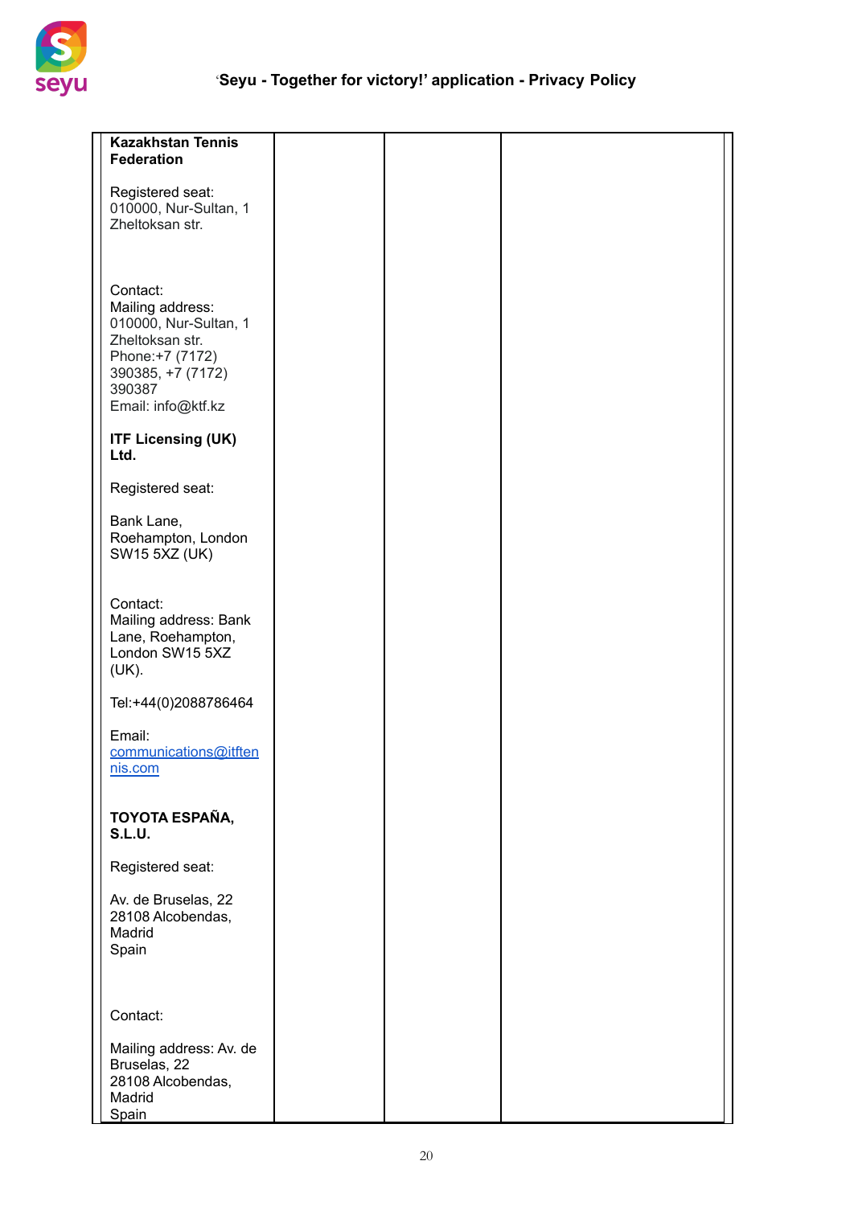| | | | |
|---|---|---|---|
| **Kazakhstan Tennis Federation**<br><br>Registered seat: 010000, Nur-Sultan, 1 Zheltoksan str.<br><br>Contact:<br>Mailing address: 010000, Nur-Sultan, 1 Zheltoksan str.<br>Phone:+7 (7172) 390385, +7 (7172) 390387<br>Email: info@ktf.kz<br><br>**ITF Licensing (UK) Ltd.**<br><br>Registered seat:<br><br>Bank Lane, Roehampton, London SW15 5XZ (UK)<br><br>Contact:<br>Mailing address: Bank Lane, Roehampton, London SW15 5XZ (UK).<br><br>Tel:+44(0)2088786464<br><br>Email: communications@itftennis.com<br><br>**TOYOTA ESPAÑA, S.L.U.**<br><br>Registered seat:<br><br>Av. de Bruselas, 22 28108 Alcobendas, Madrid Spain<br><br>Contact:<br><br>Mailing address: Av. de Bruselas, 22 28108 Alcobendas, Madrid Spain | | | |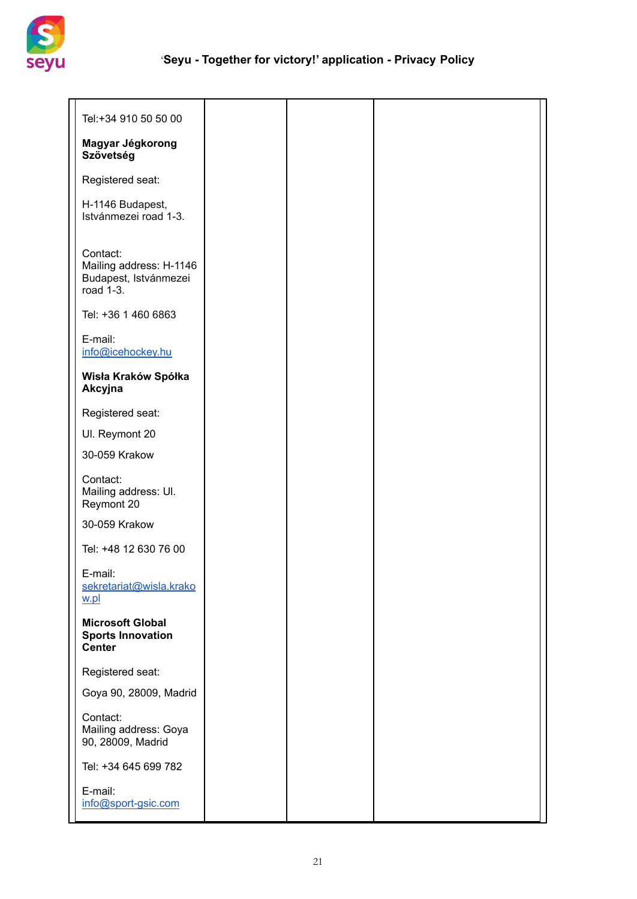| | | | |
|---|---|---|---|
| Tel:+34 910 50 50 00<br><br>**Magyar Jégkorong Szövetség**<br><br>Registered seat:<br><br>H-1146 Budapest, Istvánmezei road 1-3.<br><br>Contact:<br>Mailing address: H-1146 Budapest, Istvánmezei road 1-3.<br><br>Tel: +36 1 460 6863<br><br>E-mail:<br>info@icehockey.hu<br><br>**Wisła Kraków Spółka Akcyjna**<br><br>Registered seat:<br><br>Ul. Reymont 20<br><br>30-059 Krakow<br><br>Contact:<br>Mailing address: Ul. Reymont 20<br><br>30-059 Krakow<br><br>Tel: +48 12 630 76 00<br><br>E-mail:<br>sekretariat@wisla.krakow.pl<br><br>**Microsoft Global Sports Innovation Center**<br><br>Registered seat:<br><br>Goya 90, 28009, Madrid<br><br>Contact:<br>Mailing address: Goya 90, 28009, Madrid<br><br>Tel: +34 645 699 782<br><br>E-mail:<br>info@sport-gsic.com | | | |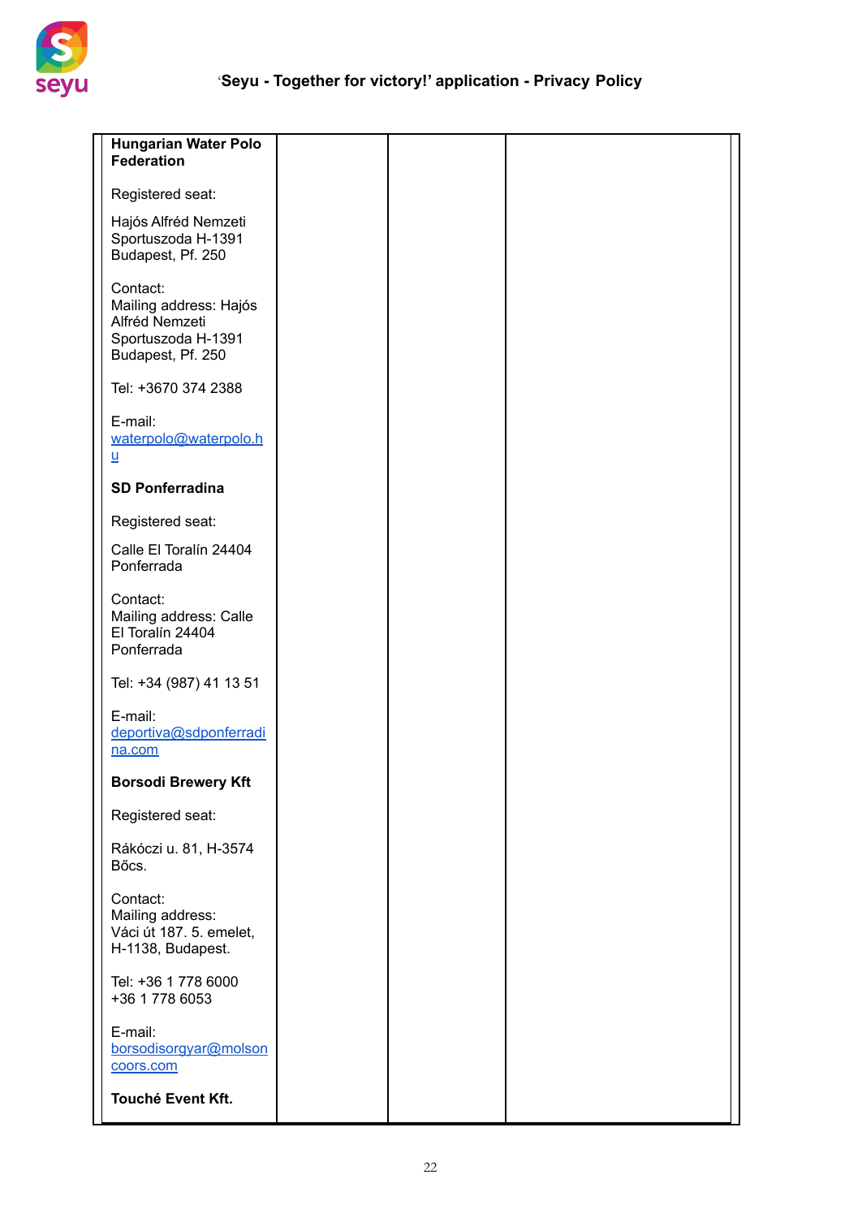| | | | |
|---|---|---|---|
| **Hungarian Water Polo Federation**<br><br>Registered seat:<br><br>Hajós Alfréd Nemzeti Sportuszoda H-1391 Budapest, Pf. 250<br><br>Contact:<br>Mailing address: Hajós Alfréd Nemzeti Sportuszoda H-1391 Budapest, Pf. 250<br><br>Tel: +3670 374 2388<br><br>E-mail:<br>waterpolo@waterpolo.hu<br><br>**SD Ponferradina**<br><br>Registered seat:<br><br>Calle El Toralín 24404 Ponferrada<br><br>Contact:<br>Mailing address: Calle El Toralín 24404 Ponferrada<br><br>Tel: +34 (987) 41 13 51<br><br>E-mail:<br>deportiva@sdponferradina.com<br><br>**Borsodi Brewery Kft**<br><br>Registered seat:<br><br>Rákóczi u. 81, H-3574 Bőcs.<br><br>Contact:<br>Mailing address:<br>Váci út 187. 5. emelet, H-1138, Budapest.<br><br>Tel: +36 1 778 6000<br>+36 1 778 6053<br><br>E-mail:<br>borsodisorgyar@molsoncoors.com<br><br>**Touché Event Kft.** | | | |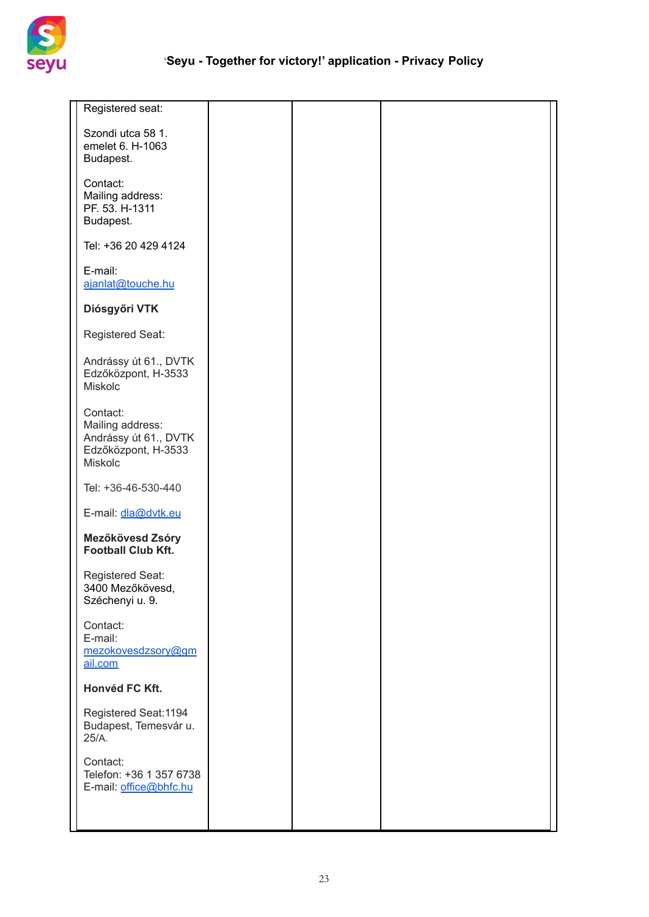| | | | |
|---|---|---|---|
| Registered seat:<br><br>Szondi utca 58 1. emelet 6. H-1063 Budapest.<br><br>Contact:<br>Mailing address:<br>PF. 53. H-1311 Budapest.<br><br>Tel: +36 20 429 4124<br><br>E-mail:<br>ajanlat@touche.hu<br><br>**Diósgyőri VTK**<br><br>Registered Seat:<br><br>Andrássy út 61., DVTK Edzőközpont, H-3533 Miskolc<br><br>Contact:<br>Mailing address:<br>Andrássy út 61., DVTK Edzőközpont, H-3533 Miskolc<br><br>Tel: +36-46-530-440<br><br>E-mail: dla@dvtk.eu<br><br>**Mezőkövesd Zsóry Football Club Kft.**<br><br>Registered Seat:<br>3400 Mezőkövesd, Széchenyi u. 9.<br><br>Contact:<br>E-mail:<br>mezokovesdzsory@gmail.com<br><br>**Honvéd FC Kft.**<br><br>Registered Seat:1194 Budapest, Temesvár u. 25/A.<br><br>Contact:<br>Telefon: +36 1 357 6738<br>E-mail: office@bhfc.hu | | | |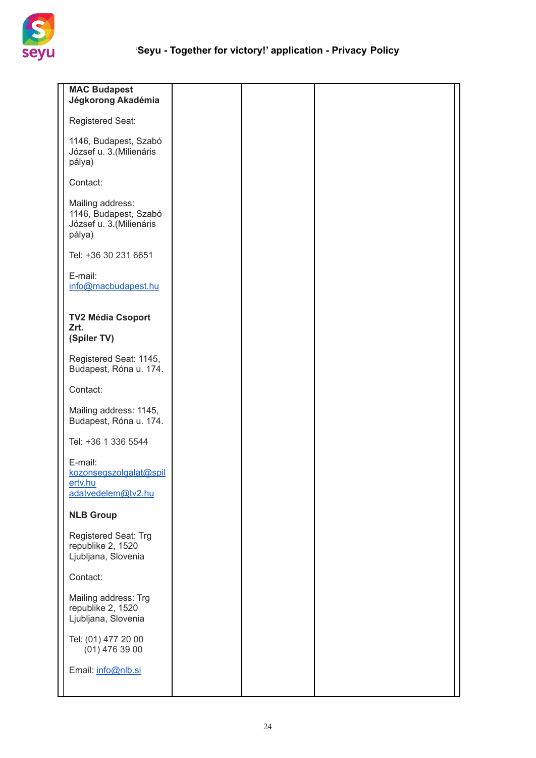| **MAC Budapest Jégkorong Akadémia**<br><br>Registered Seat:<br><br>1146, Budapest, Szabó József u. 3.(Milienáris pálya)<br><br>Contact:<br><br>Mailing address: 1146, Budapest, Szabó József u. 3.(Milienáris pálya)<br><br>Tel: +36 30 231 6651<br><br>E-mail: info@macbudapest.hu<br><br><br>**TV2 Média Csoport Zrt. (Spíler TV)**<br><br>Registered Seat: 1145, Budapest, Róna u. 174.<br><br>Contact:<br><br>Mailing address: 1145, Budapest, Róna u. 174.<br><br>Tel: +36 1 336 5544<br><br>E-mail: kozonsegszolgalat@spilertv.hu adatvedelem@tv2.hu<br><br>**NLB Group**<br><br>Registered Seat: Trg republike 2, 1520 Ljubljana, Slovenia<br><br>Contact:<br><br>Mailing address: Trg republike 2, 1520 Ljubljana, Slovenia<br><br>Tel: (01) 477 20 00<br>(01) 476 39 00<br><br>Email: info@nlb.si | | | |
|---|---|---|---|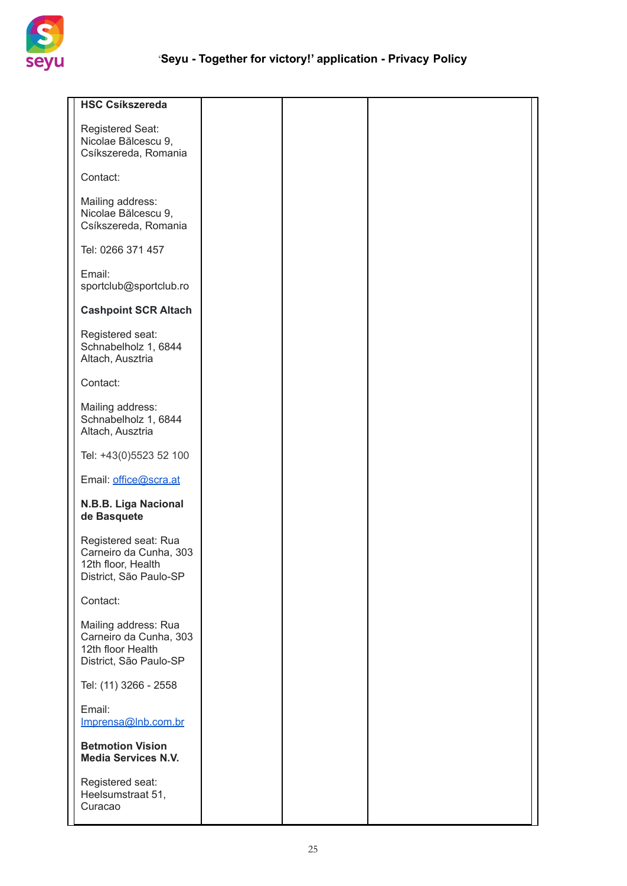| **HSC Csíkszereda**<br><br>Registered Seat: Nicolae Bălcescu 9, Csíkszereda, Romania<br><br>Contact:<br><br>Mailing address: Nicolae Bălcescu 9, Csíkszereda, Romania<br><br>Tel: 0266 371 457<br><br>Email: sportclub@sportclub.ro<br><br>**Cashpoint SCR Altach**<br><br>Registered seat: Schnabelholz 1, 6844 Altach, Ausztria<br><br>Contact:<br><br>Mailing address: Schnabelholz 1, 6844 Altach, Ausztria<br><br>Tel: +43(0)5523 52 100<br><br>Email: office@scra.at<br><br>**N.B.B. Liga Nacional de Basquete**<br><br>Registered seat: Rua Carneiro da Cunha, 303 12th floor, Health District, São Paulo-SP<br><br>Contact:<br><br>Mailing address: Rua Carneiro da Cunha, 303 12th floor Health District, São Paulo-SP<br><br>Tel: (11) 3266 - 2558<br><br>Email: Imprensa@lnb.com.br<br><br>**Betmotion Vision Media Services N.V.**<br><br>Registered seat: Heelsumstraat 51, Curacao | | | |
|---|---|---|---|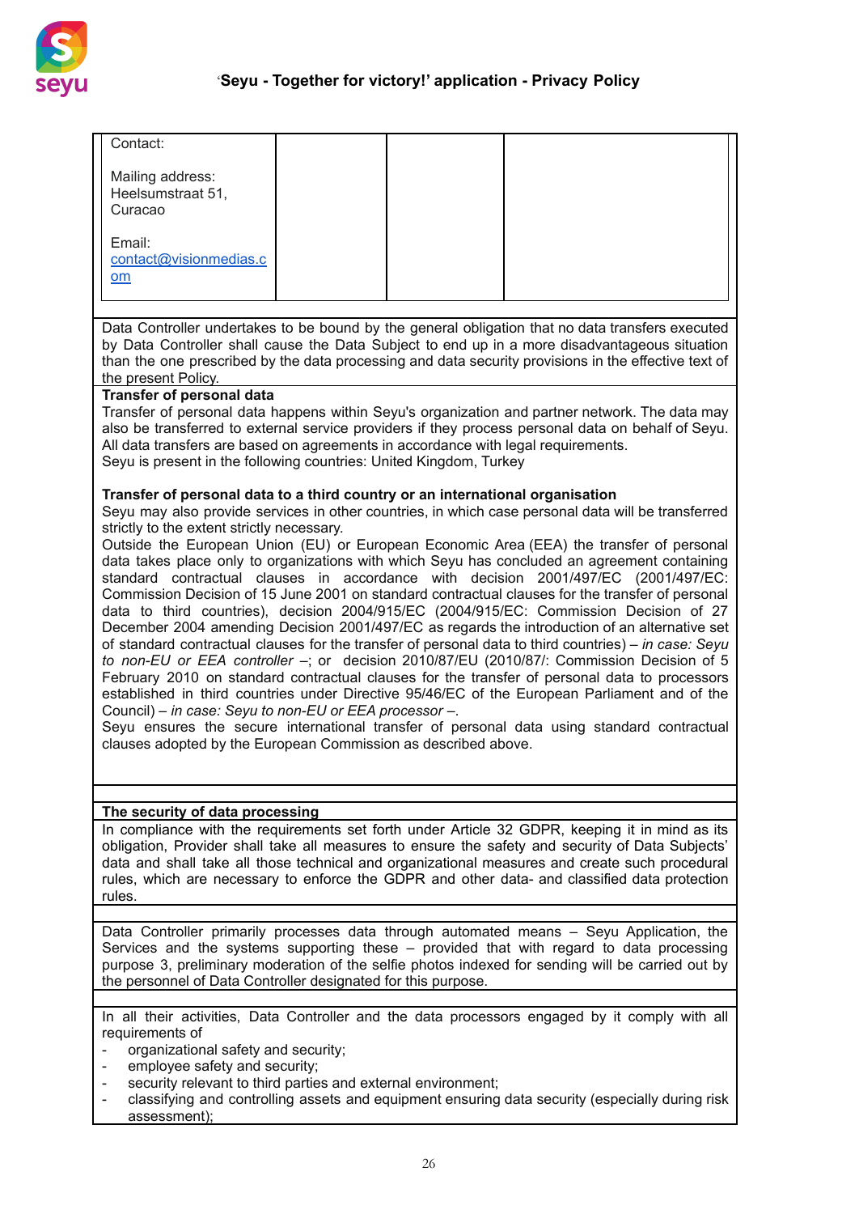| Contact:<br><br>Mailing address:<br>Heelsumstraat 51,<br>Curacao<br><br>Email:<br>contact@visionmedias.com | | | |
|---|---|---|---|

Data Controller undertakes to be bound by the general obligation that no data transfers executed by Data Controller shall cause the Data Subject to end up in a more disadvantageous situation than the one prescribed by the data processing and data security provisions in the effective text of the present Policy.

**Transfer of personal data**

Transfer of personal data happens within Seyu's organization and partner network. The data may also be transferred to external service providers if they process personal data on behalf of Seyu. All data transfers are based on agreements in accordance with legal requirements.
Seyu is present in the following countries: United Kingdom, Turkey

**Transfer of personal data to a third country or an international organisation**

Seyu may also provide services in other countries, in which case personal data will be transferred strictly to the extent strictly necessary.
Outside the European Union (EU) or European Economic Area (EEA) the transfer of personal data takes place only to organizations with which Seyu has concluded an agreement containing standard contractual clauses in accordance with decision 2001/497/EC (2001/497/EC: Commission Decision of 15 June 2001 on standard contractual clauses for the transfer of personal data to third countries), decision 2004/915/EC (2004/915/EC: Commission Decision of 27 December 2004 amending Decision 2001/497/EC as regards the introduction of an alternative set of standard contractual clauses for the transfer of personal data to third countries) – *in case: Seyu to non-EU or EEA controller* –; or decision 2010/87/EU (2010/87/: Commission Decision of 5 February 2010 on standard contractual clauses for the transfer of personal data to processors established in third countries under Directive 95/46/EC of the European Parliament and of the Council) – *in case: Seyu to non-EU or EEA processor* –.
Seyu ensures the secure international transfer of personal data using standard contractual clauses adopted by the European Commission as described above.

**The security of data processing**

In compliance with the requirements set forth under Article 32 GDPR, keeping it in mind as its obligation, Provider shall take all measures to ensure the safety and security of Data Subjects' data and shall take all those technical and organizational measures and create such procedural rules, which are necessary to enforce the GDPR and other data- and classified data protection rules.

Data Controller primarily processes data through automated means – Seyu Application, the Services and the systems supporting these – provided that with regard to data processing purpose 3, preliminary moderation of the selfie photos indexed for sending will be carried out by the personnel of Data Controller designated for this purpose.

In all their activities, Data Controller and the data processors engaged by it comply with all requirements of

- organizational safety and security;
- employee safety and security;
- security relevant to third parties and external environment;
- classifying and controlling assets and equipment ensuring data security (especially during risk assessment);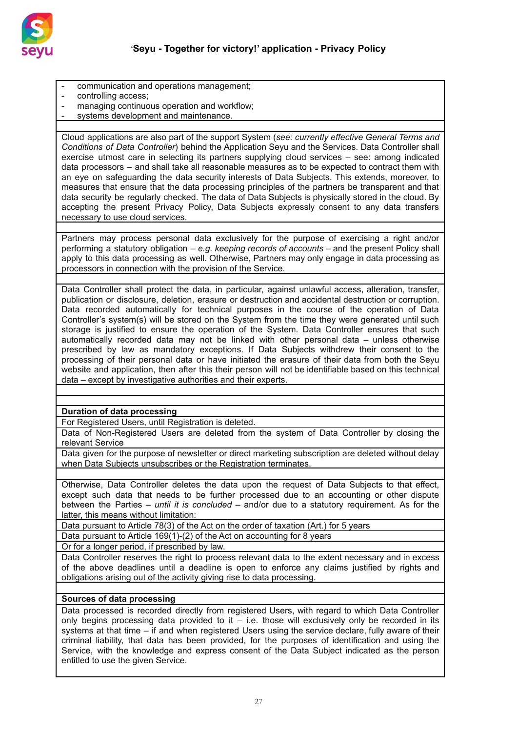- communication and operations management;
- controlling access;
- managing continuous operation and workflow;
- systems development and maintenance.

Cloud applications are also part of the support System (*see: currently effective General Terms and Conditions of Data Controller*) behind the Application Seyu and the Services. Data Controller shall exercise utmost care in selecting its partners supplying cloud services – see: among indicated data processors – and shall take all reasonable measures as to be expected to contract them with an eye on safeguarding the data security interests of Data Subjects. This extends, moreover, to measures that ensure that the data processing principles of the partners be transparent and that data security be regularly checked. The data of Data Subjects is physically stored in the cloud. By accepting the present Privacy Policy, Data Subjects expressly consent to any data transfers necessary to use cloud services.

Partners may process personal data exclusively for the purpose of exercising a right and/or performing a statutory obligation – *e.g. keeping records of accounts* – and the present Policy shall apply to this data processing as well. Otherwise, Partners may only engage in data processing as processors in connection with the provision of the Service.

Data Controller shall protect the data, in particular, against unlawful access, alteration, transfer, publication or disclosure, deletion, erasure or destruction and accidental destruction or corruption. Data recorded automatically for technical purposes in the course of the operation of Data Controller's system(s) will be stored on the System from the time they were generated until such storage is justified to ensure the operation of the System. Data Controller ensures that such automatically recorded data may not be linked with other personal data – unless otherwise prescribed by law as mandatory exceptions. If Data Subjects withdrew their consent to the processing of their personal data or have initiated the erasure of their data from both the Seyu website and application, then after this their person will not be identifiable based on this technical data – except by investigative authorities and their experts.

**Duration of data processing**

For Registered Users, until Registration is deleted.

Data of Non-Registered Users are deleted from the system of Data Controller by closing the relevant Service

Data given for the purpose of newsletter or direct marketing subscription are deleted without delay when Data Subjects unsubscribes or the Registration terminates.

Otherwise, Data Controller deletes the data upon the request of Data Subjects to that effect, except such data that needs to be further processed due to an accounting or other dispute between the Parties – *until it is concluded* – and/or due to a statutory requirement. As for the latter, this means without limitation:

Data pursuant to Article 78(3) of the Act on the order of taxation (Art.) for 5 years

Data pursuant to Article 169(1)-(2) of the Act on accounting for 8 years

Or for a longer period, if prescribed by law.

Data Controller reserves the right to process relevant data to the extent necessary and in excess of the above deadlines until a deadline is open to enforce any claims justified by rights and obligations arising out of the activity giving rise to data processing.

**Sources of data processing**

Data processed is recorded directly from registered Users, with regard to which Data Controller only begins processing data provided to it – i.e. those will exclusively only be recorded in its systems at that time – if and when registered Users using the service declare, fully aware of their criminal liability, that data has been provided, for the purposes of identification and using the Service, with the knowledge and express consent of the Data Subject indicated as the person entitled to use the given Service.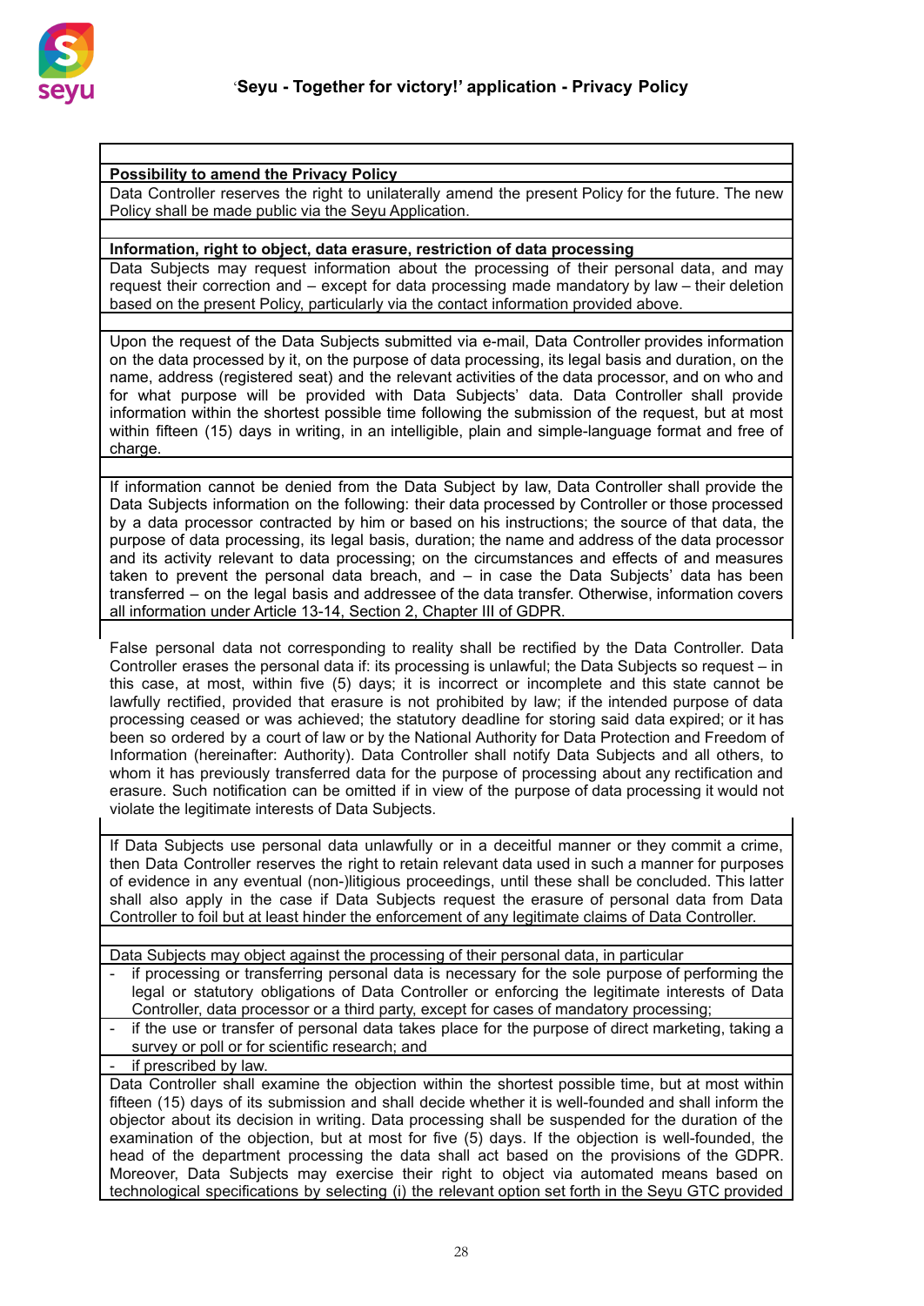**Possibility to amend the Privacy Policy**

Data Controller reserves the right to unilaterally amend the present Policy for the future. The new Policy shall be made public via the Seyu Application.

**Information, right to object, data erasure, restriction of data processing**

Data Subjects may request information about the processing of their personal data, and may request their correction and – except for data processing made mandatory by law – their deletion based on the present Policy, particularly via the contact information provided above.

Upon the request of the Data Subjects submitted via e-mail, Data Controller provides information on the data processed by it, on the purpose of data processing, its legal basis and duration, on the name, address (registered seat) and the relevant activities of the data processor, and on who and for what purpose will be provided with Data Subjects' data. Data Controller shall provide information within the shortest possible time following the submission of the request, but at most within fifteen (15) days in writing, in an intelligible, plain and simple-language format and free of charge.

If information cannot be denied from the Data Subject by law, Data Controller shall provide the Data Subjects information on the following: their data processed by Controller or those processed by a data processor contracted by him or based on his instructions; the source of that data, the purpose of data processing, its legal basis, duration; the name and address of the data processor and its activity relevant to data processing; on the circumstances and effects of and measures taken to prevent the personal data breach, and – in case the Data Subjects' data has been transferred – on the legal basis and addressee of the data transfer. Otherwise, information covers all information under Article 13-14, Section 2, Chapter III of GDPR.

False personal data not corresponding to reality shall be rectified by the Data Controller. Data Controller erases the personal data if: its processing is unlawful; the Data Subjects so request – in this case, at most, within five (5) days; it is incorrect or incomplete and this state cannot be lawfully rectified, provided that erasure is not prohibited by law; if the intended purpose of data processing ceased or was achieved; the statutory deadline for storing said data expired; or it has been so ordered by a court of law or by the National Authority for Data Protection and Freedom of Information (hereinafter: Authority). Data Controller shall notify Data Subjects and all others, to whom it has previously transferred data for the purpose of processing about any rectification and erasure. Such notification can be omitted if in view of the purpose of data processing it would not violate the legitimate interests of Data Subjects.

If Data Subjects use personal data unlawfully or in a deceitful manner or they commit a crime, then Data Controller reserves the right to retain relevant data used in such a manner for purposes of evidence in any eventual (non-)litigious proceedings, until these shall be concluded. This latter shall also apply in the case if Data Subjects request the erasure of personal data from Data Controller to foil but at least hinder the enforcement of any legitimate claims of Data Controller.

Data Subjects may object against the processing of their personal data, in particular

- if processing or transferring personal data is necessary for the sole purpose of performing the legal or statutory obligations of Data Controller or enforcing the legitimate interests of Data Controller, data processor or a third party, except for cases of mandatory processing;
- if the use or transfer of personal data takes place for the purpose of direct marketing, taking a survey or poll or for scientific research; and
- if prescribed by law.

Data Controller shall examine the objection within the shortest possible time, but at most within fifteen (15) days of its submission and shall decide whether it is well-founded and shall inform the objector about its decision in writing. Data processing shall be suspended for the duration of the examination of the objection, but at most for five (5) days. If the objection is well-founded, the head of the department processing the data shall act based on the provisions of the GDPR. Moreover, Data Subjects may exercise their right to object via automated means based on technological specifications by selecting (i) the relevant option set forth in the Seyu GTC provided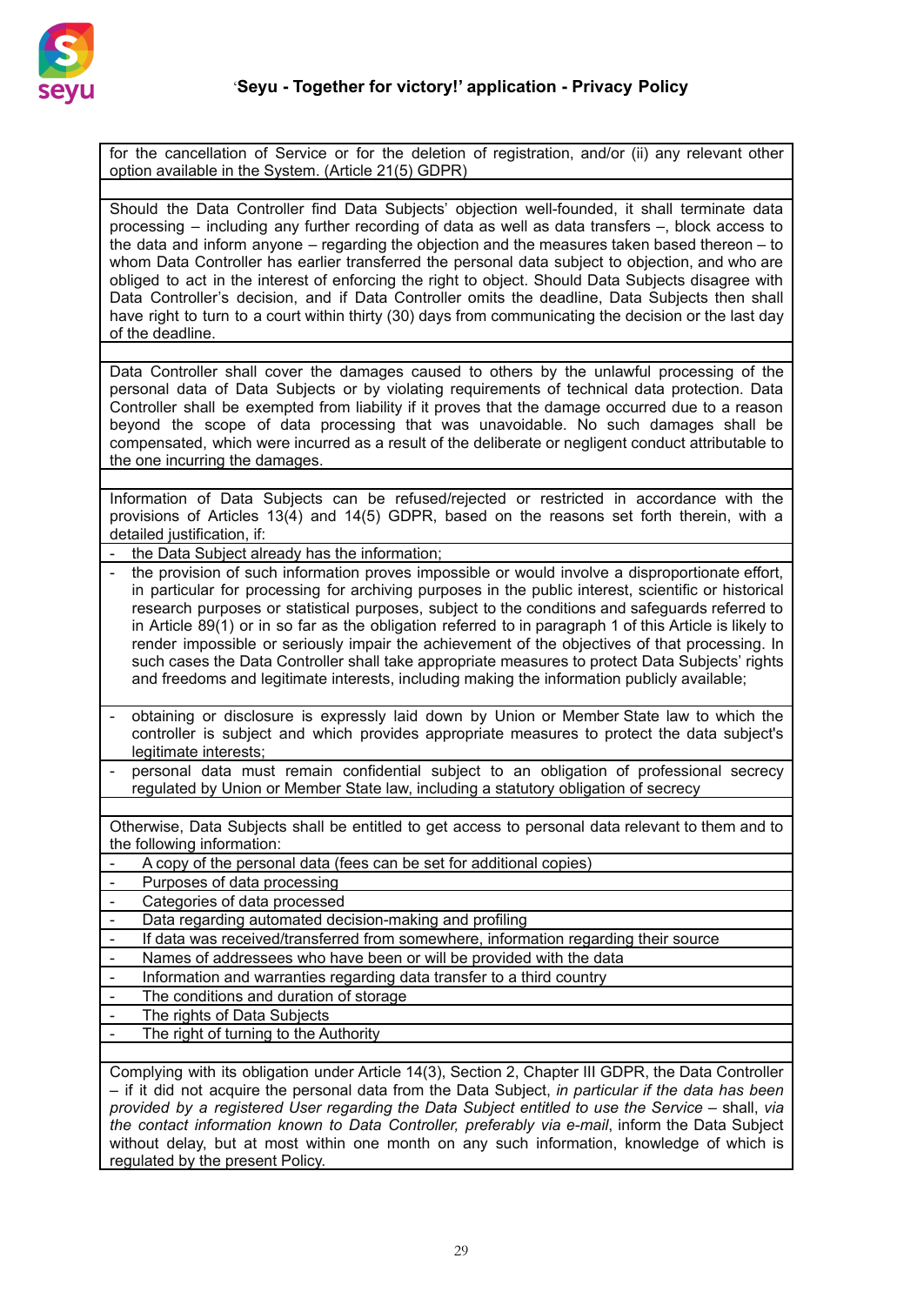for the cancellation of Service or for the deletion of registration, and/or (ii) any relevant other option available in the System. (Article 21(5) GDPR)

Should the Data Controller find Data Subjects' objection well-founded, it shall terminate data processing – including any further recording of data as well as data transfers –, block access to the data and inform anyone – regarding the objection and the measures taken based thereon – to whom Data Controller has earlier transferred the personal data subject to objection, and who are obliged to act in the interest of enforcing the right to object. Should Data Subjects disagree with Data Controller's decision, and if Data Controller omits the deadline, Data Subjects then shall have right to turn to a court within thirty (30) days from communicating the decision or the last day of the deadline.

Data Controller shall cover the damages caused to others by the unlawful processing of the personal data of Data Subjects or by violating requirements of technical data protection. Data Controller shall be exempted from liability if it proves that the damage occurred due to a reason beyond the scope of data processing that was unavoidable. No such damages shall be compensated, which were incurred as a result of the deliberate or negligent conduct attributable to the one incurring the damages.

Information of Data Subjects can be refused/rejected or restricted in accordance with the provisions of Articles 13(4) and 14(5) GDPR, based on the reasons set forth therein, with a detailed justification, if:

- the Data Subject already has the information;
- the provision of such information proves impossible or would involve a disproportionate effort, in particular for processing for archiving purposes in the public interest, scientific or historical research purposes or statistical purposes, subject to the conditions and safeguards referred to in Article 89(1) or in so far as the obligation referred to in paragraph 1 of this Article is likely to render impossible or seriously impair the achievement of the objectives of that processing. In such cases the Data Controller shall take appropriate measures to protect Data Subjects' rights and freedoms and legitimate interests, including making the information publicly available;
- obtaining or disclosure is expressly laid down by Union or Member State law to which the controller is subject and which provides appropriate measures to protect the data subject's legitimate interests;
- personal data must remain confidential subject to an obligation of professional secrecy regulated by Union or Member State law, including a statutory obligation of secrecy

Otherwise, Data Subjects shall be entitled to get access to personal data relevant to them and to the following information:

- A copy of the personal data (fees can be set for additional copies)
- Purposes of data processing
- Categories of data processed
- Data regarding automated decision-making and profiling
- If data was received/transferred from somewhere, information regarding their source
- Names of addressees who have been or will be provided with the data
- Information and warranties regarding data transfer to a third country
- The conditions and duration of storage
- The rights of Data Subjects
- The right of turning to the Authority

Complying with its obligation under Article 14(3), Section 2, Chapter III GDPR, the Data Controller – if it did not acquire the personal data from the Data Subject, *in particular if the data has been provided by a registered User regarding the Data Subject entitled to use the Service* – shall, *via the contact information known to Data Controller, preferably via e-mail*, inform the Data Subject without delay, but at most within one month on any such information, knowledge of which is regulated by the present Policy.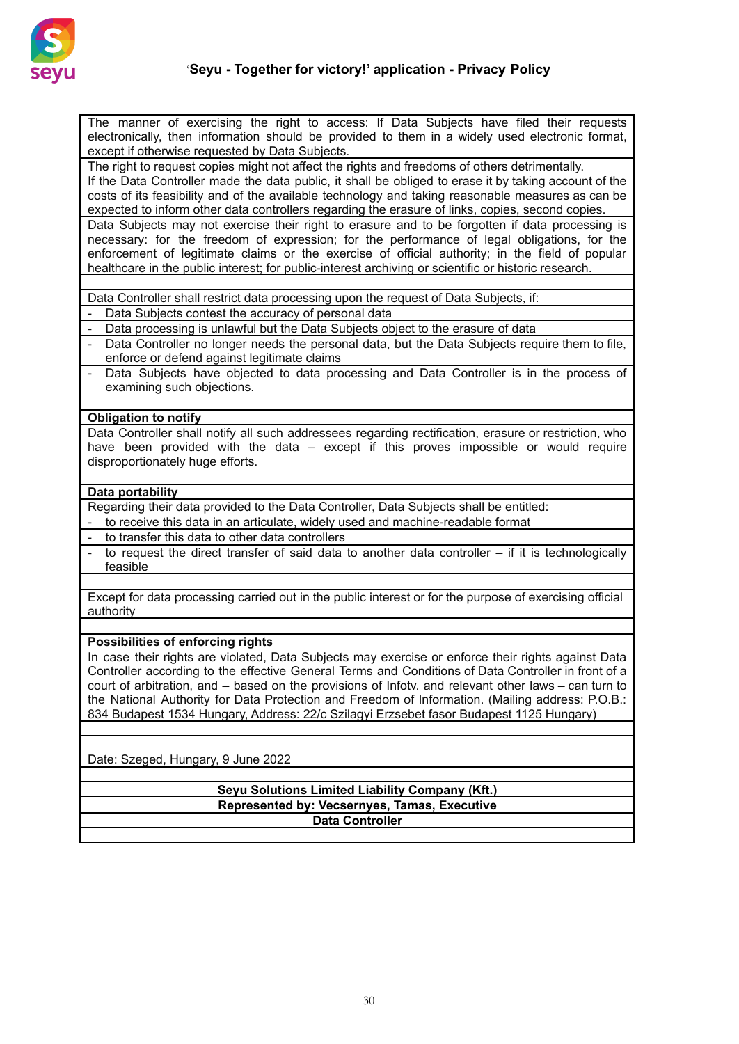The manner of exercising the right to access: If Data Subjects have filed their requests electronically, then information should be provided to them in a widely used electronic format, except if otherwise requested by Data Subjects.

The right to request copies might not affect the rights and freedoms of others detrimentally.

If the Data Controller made the data public, it shall be obliged to erase it by taking account of the costs of its feasibility and of the available technology and taking reasonable measures as can be expected to inform other data controllers regarding the erasure of links, copies, second copies.

Data Subjects may not exercise their right to erasure and to be forgotten if data processing is necessary: for the freedom of expression; for the performance of legal obligations, for the enforcement of legitimate claims or the exercise of official authority; in the field of popular healthcare in the public interest; for public-interest archiving or scientific or historic research.

Data Controller shall restrict data processing upon the request of Data Subjects, if:

- Data Subjects contest the accuracy of personal data
- Data processing is unlawful but the Data Subjects object to the erasure of data
- Data Controller no longer needs the personal data, but the Data Subjects require them to file, enforce or defend against legitimate claims
- Data Subjects have objected to data processing and Data Controller is in the process of examining such objections.

**Obligation to notify**

Data Controller shall notify all such addressees regarding rectification, erasure or restriction, who have been provided with the data – except if this proves impossible or would require disproportionately huge efforts.

**Data portability**

Regarding their data provided to the Data Controller, Data Subjects shall be entitled:

- to receive this data in an articulate, widely used and machine-readable format
- to transfer this data to other data controllers
- to request the direct transfer of said data to another data controller – if it is technologically feasible

Except for data processing carried out in the public interest or for the purpose of exercising official authority

**Possibilities of enforcing rights**

In case their rights are violated, Data Subjects may exercise or enforce their rights against Data Controller according to the effective General Terms and Conditions of Data Controller in front of a court of arbitration, and – based on the provisions of Infotv. and relevant other laws – can turn to the National Authority for Data Protection and Freedom of Information. (Mailing address: P.O.B.: 834 Budapest 1534 Hungary, Address: 22/c Szilagyi Erzsebet fasor Budapest 1125 Hungary)

Date: Szeged, Hungary, 9 June 2022

**Seyu Solutions Limited Liability Company (Kft.)**
**Represented by: Vecsernyes, Tamas, Executive**
**Data Controller**